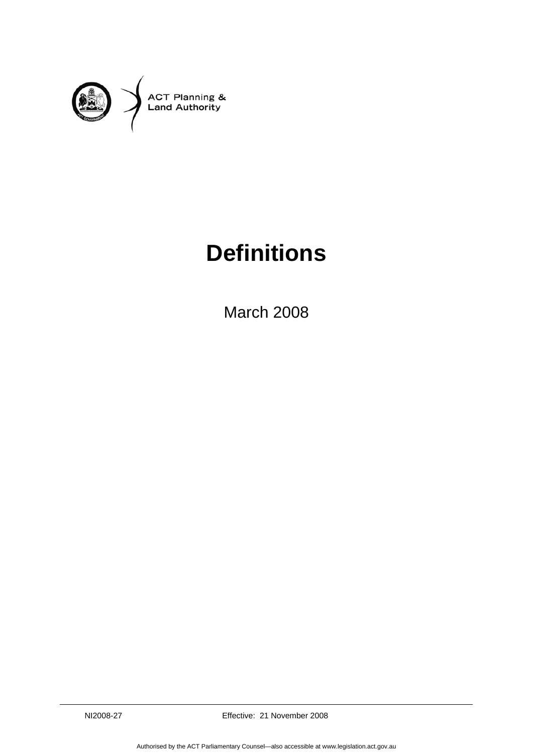ACT Planning &
Land Authority

# Definitions

March 2008

NI2008-27 Effective: 21 November 2008

Authorised by the ACT Parliamentary Counsel—also accessible at www.legislation.act.gov.au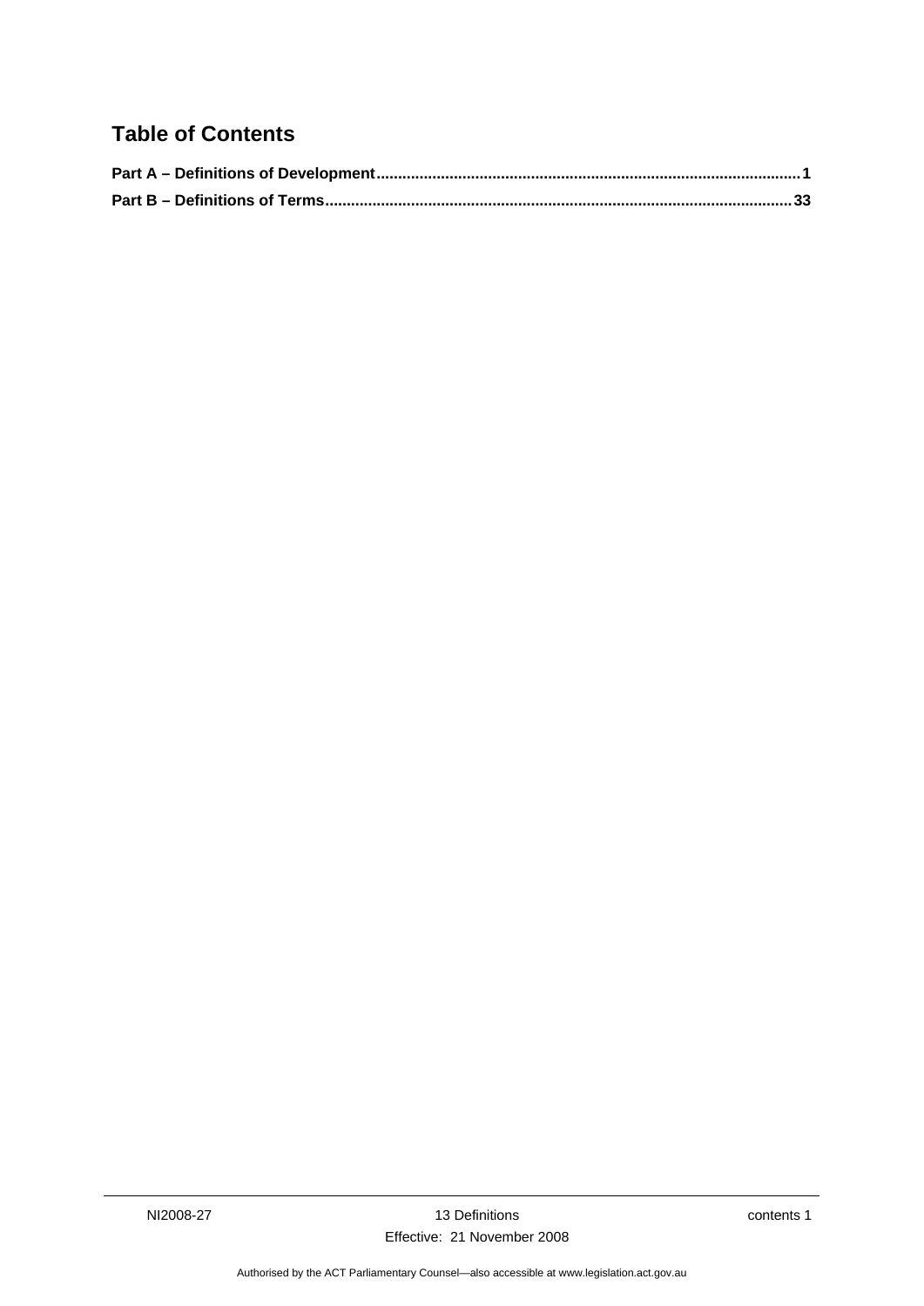## Table of Contents

**Part A – Definitions of Development** ........................................ **1**

**Part B – Definitions of Terms** ........................................ **33**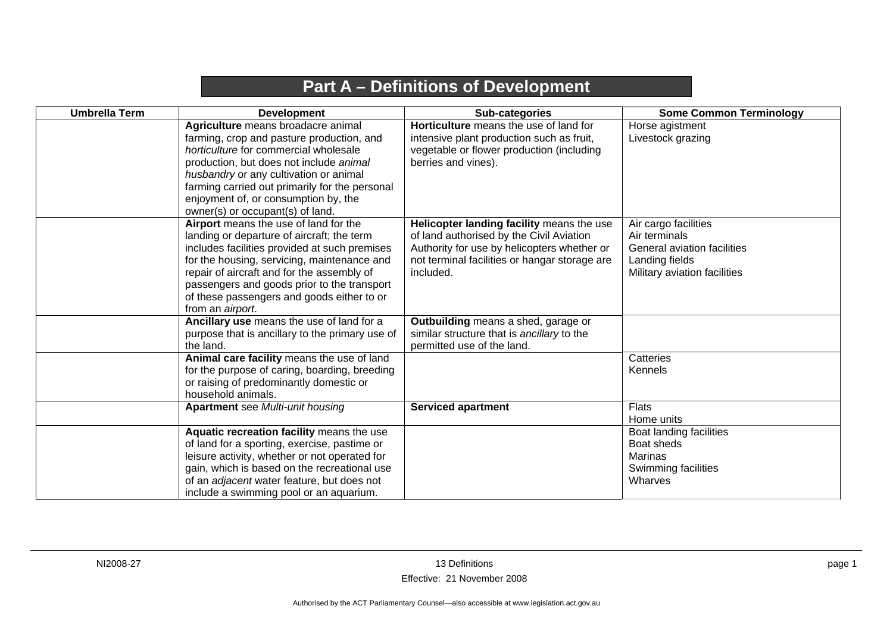# Part A – Definitions of Development

| Umbrella Term | Development | Sub-categories | Some Common Terminology |
|---|---|---|---|
| | **Agriculture** means broadacre animal farming, crop and pasture production, and *horticulture* for commercial wholesale production, but does not include *animal husbandry* or any cultivation or animal farming carried out primarily for the personal enjoyment of, or consumption by, the owner(s) or occupant(s) of land. | **Horticulture** means the use of land for intensive plant production such as fruit, vegetable or flower production (including berries and vines). | Horse agistment<br>Livestock grazing |
| | **Airport** means the use of land for the landing or departure of aircraft; the term includes facilities provided at such premises for the housing, servicing, maintenance and repair of aircraft and for the assembly of passengers and goods prior to the transport of these passengers and goods either to or from an *airport*. | **Helicopter landing facility** means the use of land authorised by the Civil Aviation Authority for use by helicopters whether or not terminal facilities or hangar storage are included. | Air cargo facilities<br>Air terminals<br>General aviation facilities<br>Landing fields<br>Military aviation facilities |
| | **Ancillary use** means the use of land for a purpose that is ancillary to the primary use of the land. | **Outbuilding** means a shed, garage or similar structure that is *ancillary* to the permitted use of the land. | |
| | **Animal care facility** means the use of land for the purpose of caring, boarding, breeding or raising of predominantly domestic or household animals. | | Catteries<br>Kennels |
| | **Apartment** see *Multi-unit housing* | **Serviced apartment** | Flats<br>Home units |
| | **Aquatic recreation facility** means the use of land for a sporting, exercise, pastime or leisure activity, whether or not operated for gain, which is based on the recreational use of an *adjacent* water feature, but does not include a swimming pool or an aquarium. | | Boat landing facilities<br>Boat sheds<br>Marinas<br>Swimming facilities<br>Wharves |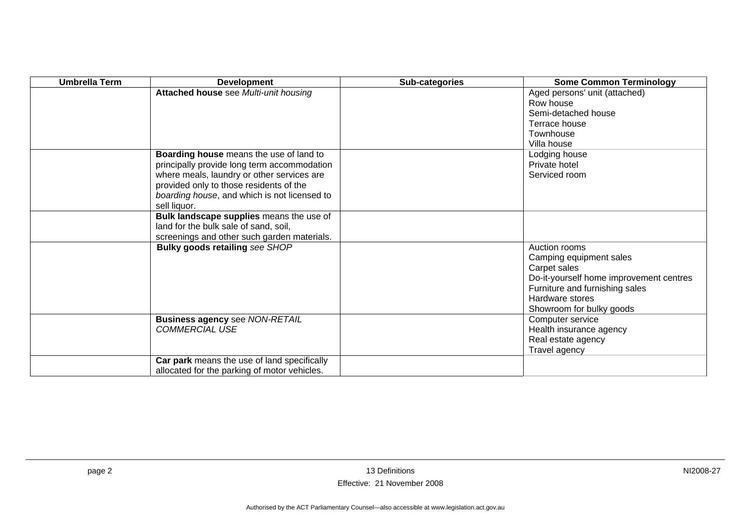| Umbrella Term | Development | Sub-categories | Some Common Terminology |
|---|---|---|---|
| | **Attached house** see *Multi-unit housing* | | Aged persons' unit (attached)<br>Row house<br>Semi-detached house<br>Terrace house<br>Townhouse<br>Villa house |
| | **Boarding house** means the use of land to principally provide long term accommodation where meals, laundry or other services are provided only to those residents of the *boarding house*, and which is not licensed to sell liquor. | | Lodging house<br>Private hotel<br>Serviced room |
| | **Bulk landscape supplies** means the use of land for the bulk sale of sand, soil, screenings and other such garden materials. | | |
| | **Bulky goods retailing** *see SHOP* | | Auction rooms<br>Camping equipment sales<br>Carpet sales<br>Do-it-yourself home improvement centres<br>Furniture and furnishing sales<br>Hardware stores<br>Showroom for bulky goods |
| | **Business agency** see *NON-RETAIL COMMERCIAL USE* | | Computer service<br>Health insurance agency<br>Real estate agency<br>Travel agency |
| | **Car park** means the use of land specifically allocated for the parking of motor vehicles. | | |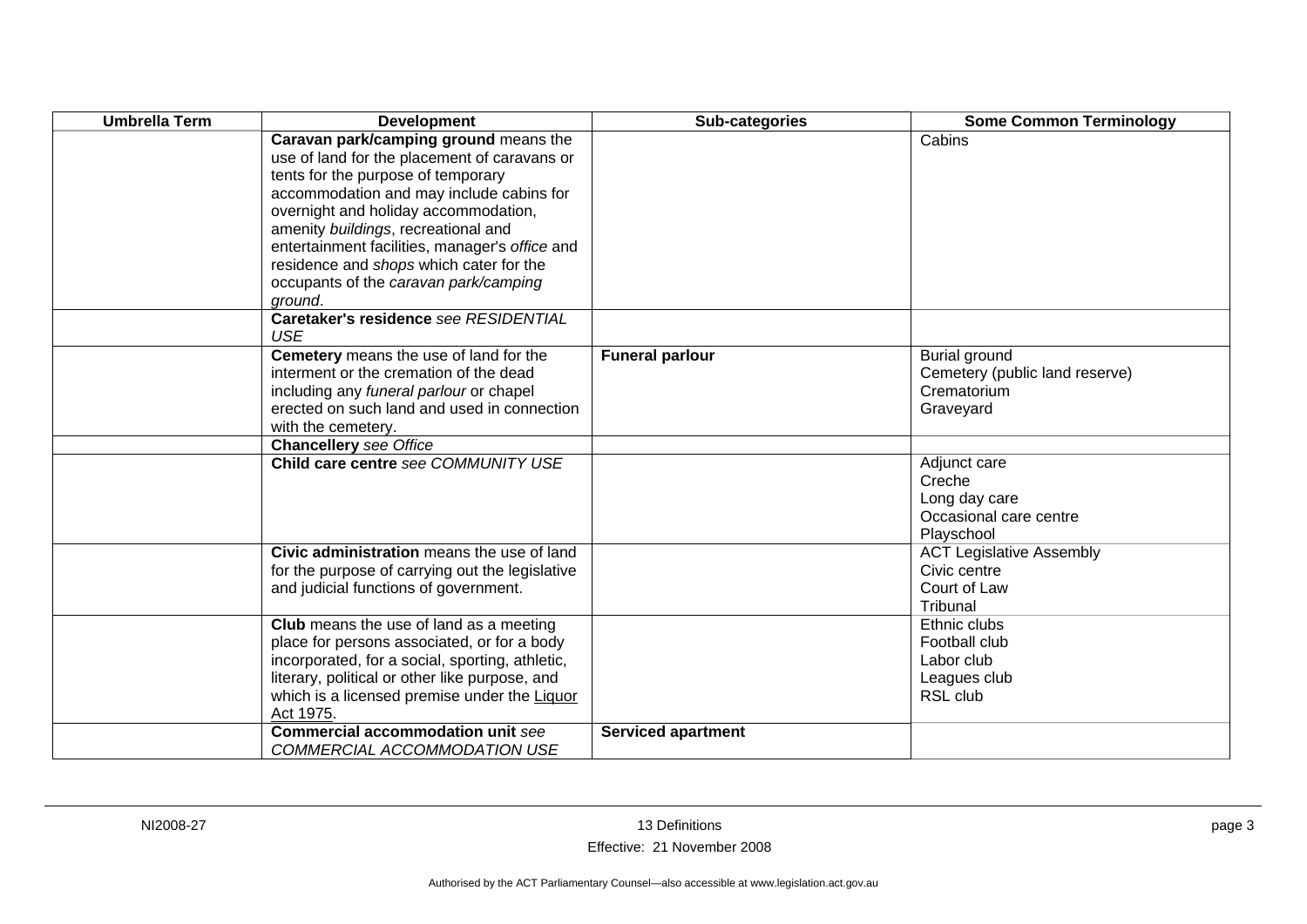| Umbrella Term | Development | Sub-categories | Some Common Terminology |
|---|---|---|---|
| | **Caravan park/camping ground** means the use of land for the placement of caravans or tents for the purpose of temporary accommodation and may include cabins for overnight and holiday accommodation, amenity *buildings*, recreational and entertainment facilities, manager's *office* and residence and *shops* which cater for the occupants of the *caravan park/camping ground*. | | Cabins |
| | **Caretaker's residence** *see RESIDENTIAL USE* | | |
| | **Cemetery** means the use of land for the interment or the cremation of the dead including any *funeral parlour* or chapel erected on such land and used in connection with the cemetery. | **Funeral parlour** | Burial ground<br>Cemetery (public land reserve)<br>Crematorium<br>Graveyard |
| | **Chancellery** *see Office* | | |
| | **Child care centre** *see COMMUNITY USE* | | Adjunct care<br>Creche<br>Long day care<br>Occasional care centre<br>Playschool |
| | **Civic administration** means the use of land for the purpose of carrying out the legislative and judicial functions of government. | | ACT Legislative Assembly<br>Civic centre<br>Court of Law<br>Tribunal |
| | **Club** means the use of land as a meeting place for persons associated, or for a body incorporated, for a social, sporting, athletic, literary, political or other like purpose, and which is a licensed premise under the Liquor Act 1975. | | Ethnic clubs<br>Football club<br>Labor club<br>Leagues club<br>RSL club |
| | **Commercial accommodation unit** *see COMMERCIAL ACCOMMODATION USE* | **Serviced apartment** | |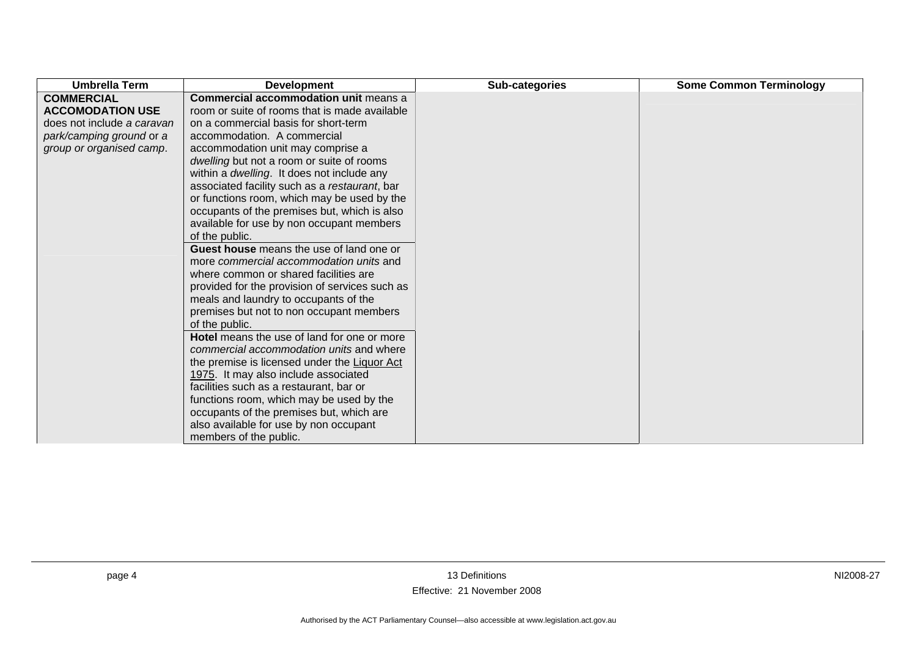| Umbrella Term | Development | Sub-categories | Some Common Terminology |
|---|---|---|---|
| **COMMERCIAL ACCOMODATION USE** does not include a *caravan park/camping ground* or a *group or organised camp*. | **Commercial accommodation unit** means a room or suite of rooms that is made available on a commercial basis for short-term accommodation. A commercial accommodation unit may comprise a *dwelling* but not a room or suite of rooms within a *dwelling*. It does not include any associated facility such as a *restaurant*, bar or functions room, which may be used by the occupants of the premises but, which is also available for use by non occupant members of the public. | | |
| | **Guest house** means the use of land one or more *commercial accommodation units* and where common or shared facilities are provided for the provision of services such as meals and laundry to occupants of the premises but not to non occupant members of the public. | | |
| | **Hotel** means the use of land for one or more *commercial accommodation units* and where the premise is licensed under the Liquor Act 1975. It may also include associated facilities such as a restaurant, bar or functions room, which may be used by the occupants of the premises but, which are also available for use by non occupant members of the public. | | |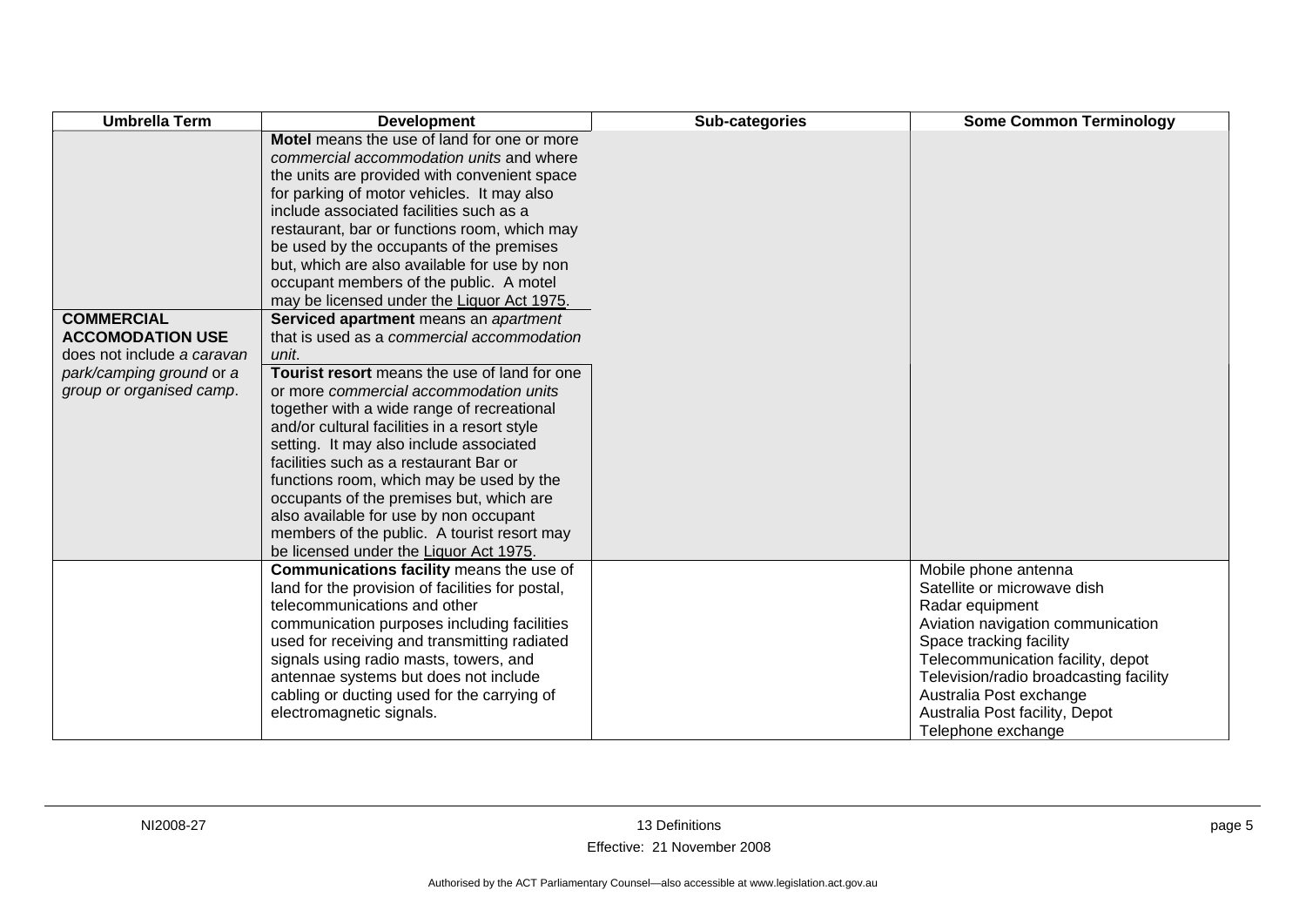| Umbrella Term | Development | Sub-categories | Some Common Terminology |
|---|---|---|---|
| | **Motel** means the use of land for one or more *commercial accommodation units* and where the units are provided with convenient space for parking of motor vehicles. It may also include associated facilities such as a restaurant, bar or functions room, which may be used by the occupants of the premises but, which are also available for use by non occupant members of the public. A motel may be licensed under the Liquor Act 1975. | | |
| **COMMERCIAL ACCOMODATION USE** does not include *a caravan park/camping ground* or *a group or organised camp*. | **Serviced apartment** means an *apartment* that is used as a *commercial accommodation unit*. | | |
| | **Tourist resort** means the use of land for one or more *commercial accommodation units* together with a wide range of recreational and/or cultural facilities in a resort style setting. It may also include associated facilities such as a restaurant Bar or functions room, which may be used by the occupants of the premises but, which are also available for use by non occupant members of the public. A tourist resort may be licensed under the Liquor Act 1975. | | |
| | **Communications facility** means the use of land for the provision of facilities for postal, telecommunications and other communication purposes including facilities used for receiving and transmitting radiated signals using radio masts, towers, and antennae systems but does not include cabling or ducting used for the carrying of electromagnetic signals. | | Mobile phone antenna<br>Satellite or microwave dish<br>Radar equipment<br>Aviation navigation communication<br>Space tracking facility<br>Telecommunication facility, depot<br>Television/radio broadcasting facility<br>Australia Post exchange<br>Australia Post facility, Depot<br>Telephone exchange |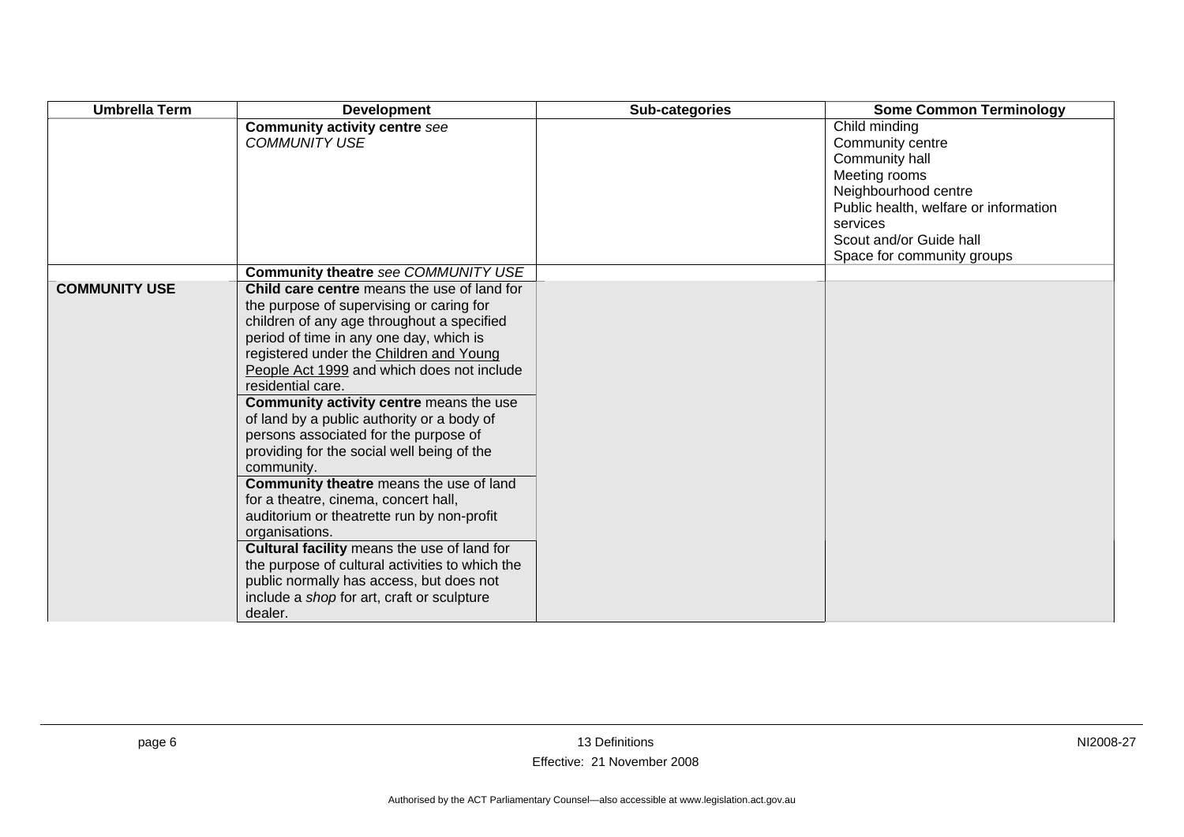| Umbrella Term | Development | Sub-categories | Some Common Terminology |
|---|---|---|---|
| | **Community activity centre** *see COMMUNITY USE* | | Child minding<br>Community centre<br>Community hall<br>Meeting rooms<br>Neighbourhood centre<br>Public health, welfare or information services<br>Scout and/or Guide hall<br>Space for community groups |
| | **Community theatre** *see COMMUNITY USE* | | |
| **COMMUNITY USE** | **Child care centre** means the use of land for the purpose of supervising or caring for children of any age throughout a specified period of time in any one day, which is registered under the Children and Young People Act 1999 and which does not include residential care.<br>**Community activity centre** means the use of land by a public authority or a body of persons associated for the purpose of providing for the social well being of the community.<br>**Community theatre** means the use of land for a theatre, cinema, concert hall, auditorium or theatrette run by non-profit organisations.<br>**Cultural facility** means the use of land for the purpose of cultural activities to which the public normally has access, but does not include a *shop* for art, craft or sculpture dealer. | | |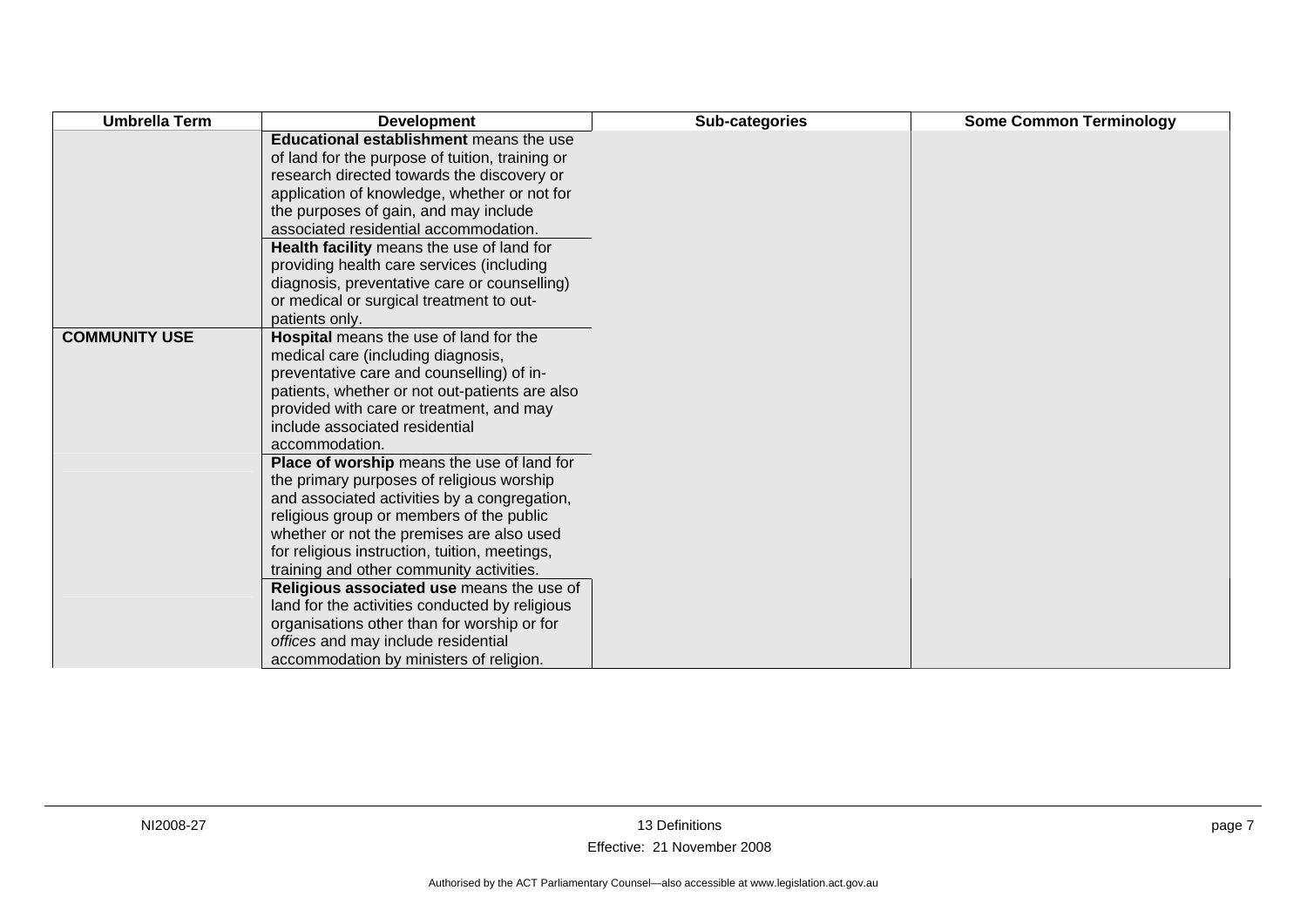| Umbrella Term | Development | Sub-categories | Some Common Terminology |
|---|---|---|---|
| | **Educational establishment** means the use of land for the purpose of tuition, training or research directed towards the discovery or application of knowledge, whether or not for the purposes of gain, and may include associated residential accommodation. | | |
| | **Health facility** means the use of land for providing health care services (including diagnosis, preventative care or counselling) or medical or surgical treatment to out-patients only. | | |
| **COMMUNITY USE** | **Hospital** means the use of land for the medical care (including diagnosis, preventative care and counselling) of in-patients, whether or not out-patients are also provided with care or treatment, and may include associated residential accommodation. | | |
| | **Place of worship** means the use of land for the primary purposes of religious worship and associated activities by a congregation, religious group or members of the public whether or not the premises are also used for religious instruction, tuition, meetings, training and other community activities. | | |
| | **Religious associated use** means the use of land for the activities conducted by religious organisations other than for worship or for *offices* and may include residential accommodation by ministers of religion. | | |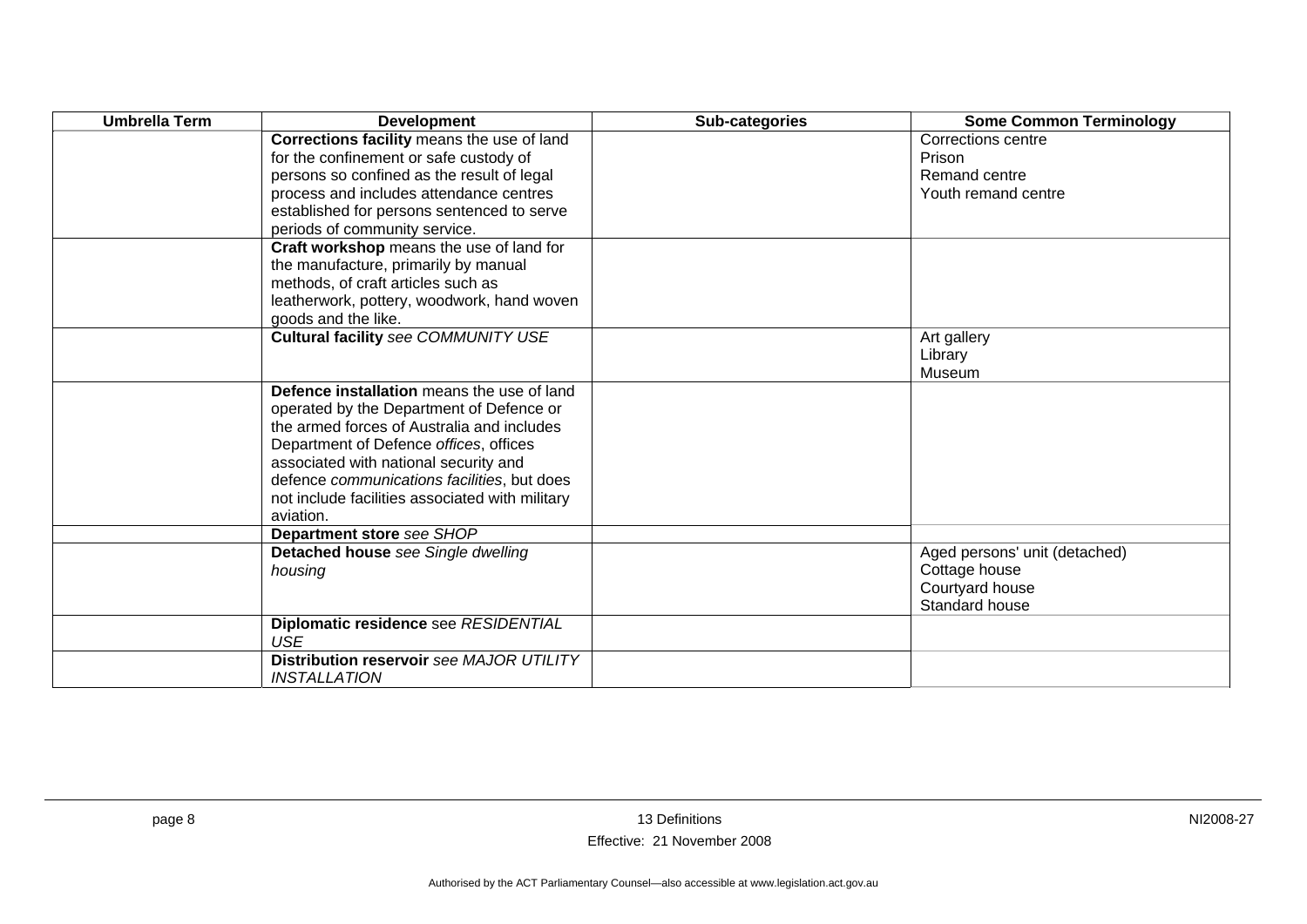| Umbrella Term | Development | Sub-categories | Some Common Terminology |
|---|---|---|---|
| | **Corrections facility** means the use of land for the confinement or safe custody of persons so confined as the result of legal process and includes attendance centres established for persons sentenced to serve periods of community service. | | Corrections centre<br>Prison<br>Remand centre<br>Youth remand centre |
| | **Craft workshop** means the use of land for the manufacture, primarily by manual methods, of craft articles such as leatherwork, pottery, woodwork, hand woven goods and the like. | | |
| | **Cultural facility** *see COMMUNITY USE* | | Art gallery<br>Library<br>Museum |
| | **Defence installation** means the use of land operated by the Department of Defence or the armed forces of Australia and includes Department of Defence *offices*, offices associated with national security and defence *communications facilities*, but does not include facilities associated with military aviation. | | |
| | **Department store** *see SHOP* | | |
| | **Detached house** *see Single dwelling housing* | | Aged persons' unit (detached)<br>Cottage house<br>Courtyard house<br>Standard house |
| | **Diplomatic residence** see *RESIDENTIAL USE* | | |
| | **Distribution reservoir** *see MAJOR UTILITY INSTALLATION* | | |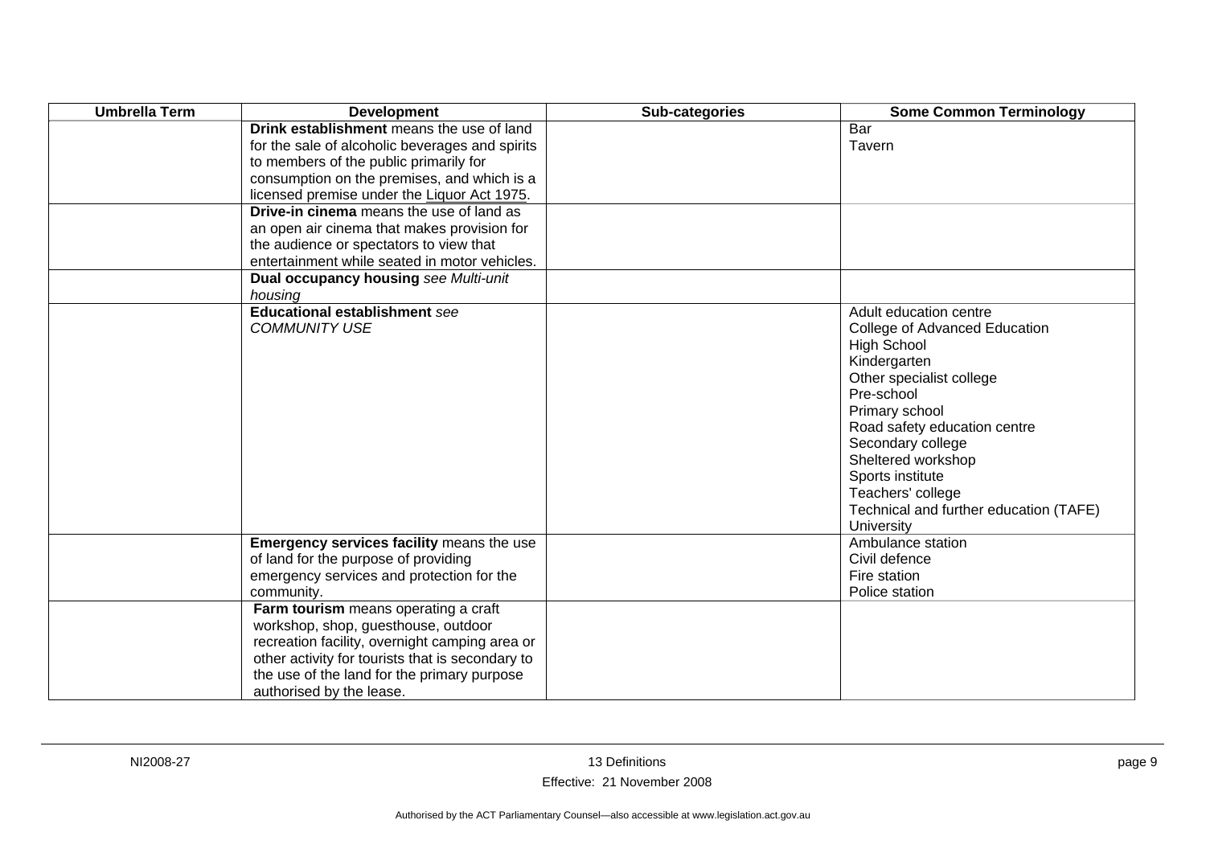| Umbrella Term | Development | Sub-categories | Some Common Terminology |
|---|---|---|---|
| | **Drink establishment** means the use of land for the sale of alcoholic beverages and spirits to members of the public primarily for consumption on the premises, and which is a licensed premise under the Liquor Act 1975. | | Bar<br>Tavern |
| | **Drive-in cinema** means the use of land as an open air cinema that makes provision for the audience or spectators to view that entertainment while seated in motor vehicles. | | |
| | **Dual occupancy housing** *see Multi-unit housing* | | |
| | **Educational establishment** *see COMMUNITY USE* | | Adult education centre<br>College of Advanced Education<br>High School<br>Kindergarten<br>Other specialist college<br>Pre-school<br>Primary school<br>Road safety education centre<br>Secondary college<br>Sheltered workshop<br>Sports institute<br>Teachers' college<br>Technical and further education (TAFE)<br>University |
| | **Emergency services facility** means the use of land for the purpose of providing emergency services and protection for the community. | | Ambulance station<br>Civil defence<br>Fire station<br>Police station |
| | **Farm tourism** means operating a craft workshop, shop, guesthouse, outdoor recreation facility, overnight camping area or other activity for tourists that is secondary to the use of the land for the primary purpose authorised by the lease. | | |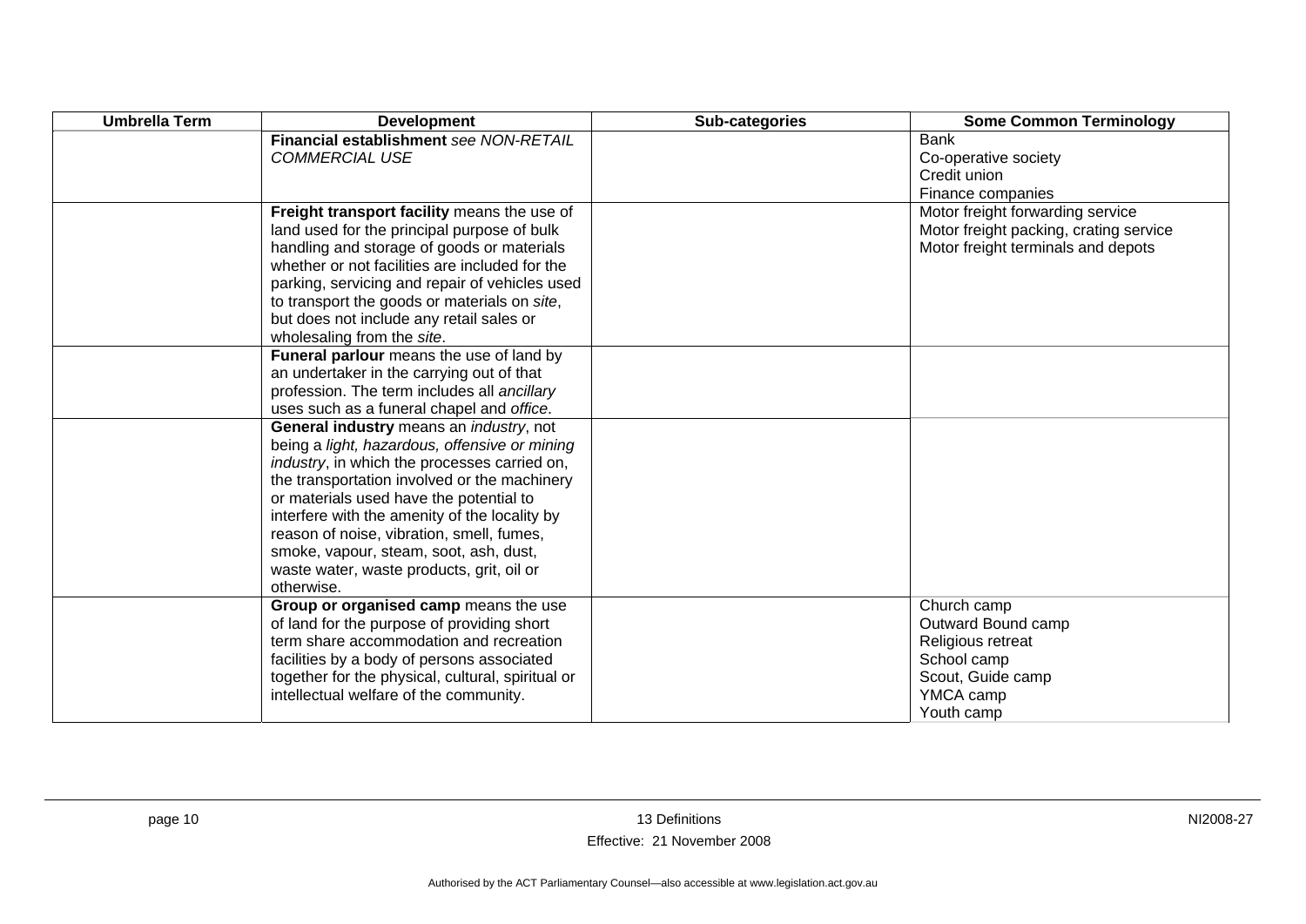| Umbrella Term | Development | Sub-categories | Some Common Terminology |
|---|---|---|---|
| | **Financial establishment** *see NON-RETAIL COMMERCIAL USE* | | Bank<br>Co-operative society<br>Credit union<br>Finance companies |
| | **Freight transport facility** means the use of land used for the principal purpose of bulk handling and storage of goods or materials whether or not facilities are included for the parking, servicing and repair of vehicles used to transport the goods or materials on *site*, but does not include any retail sales or wholesaling from the *site*. | | Motor freight forwarding service<br>Motor freight packing, crating service<br>Motor freight terminals and depots |
| | **Funeral parlour** means the use of land by an undertaker in the carrying out of that profession. The term includes all *ancillary* uses such as a funeral chapel and *office*. | | |
| | **General industry** means an *industry*, not being a *light, hazardous, offensive or mining industry*, in which the processes carried on, the transportation involved or the machinery or materials used have the potential to interfere with the amenity of the locality by reason of noise, vibration, smell, fumes, smoke, vapour, steam, soot, ash, dust, waste water, waste products, grit, oil or otherwise. | | |
| | **Group or organised camp** means the use of land for the purpose of providing short term share accommodation and recreation facilities by a body of persons associated together for the physical, cultural, spiritual or intellectual welfare of the community. | | Church camp<br>Outward Bound camp<br>Religious retreat<br>School camp<br>Scout, Guide camp<br>YMCA camp<br>Youth camp |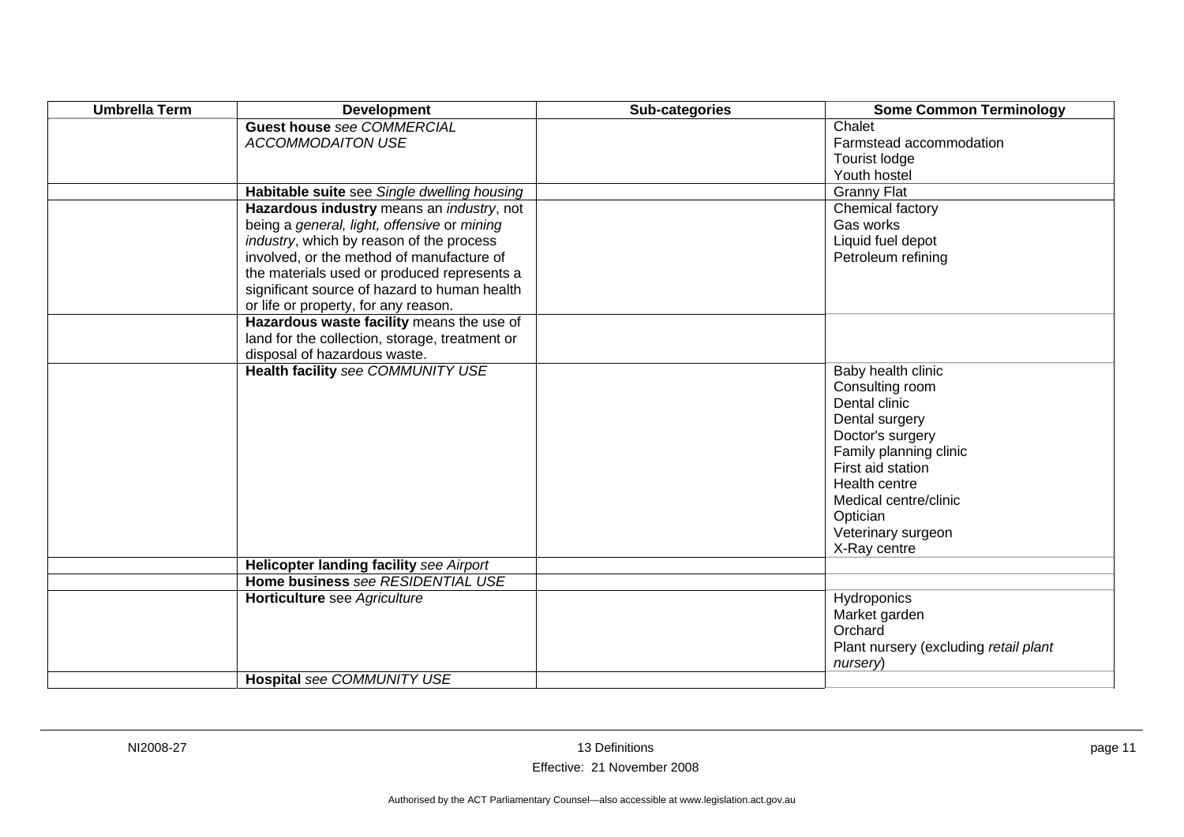| Umbrella Term | Development | Sub-categories | Some Common Terminology |
|---|---|---|---|
| | **Guest house** *see COMMERCIAL ACCOMMODAITON USE* | | Chalet<br>Farmstead accommodation<br>Tourist lodge<br>Youth hostel |
| | **Habitable suite** see *Single dwelling housing* | | Granny Flat |
| | **Hazardous industry** means an *industry*, not being a *general, light, offensive* or *mining industry*, which by reason of the process involved, or the method of manufacture of the materials used or produced represents a significant source of hazard to human health or life or property, for any reason. | | Chemical factory<br>Gas works<br>Liquid fuel depot<br>Petroleum refining |
| | **Hazardous waste facility** means the use of land for the collection, storage, treatment or disposal of hazardous waste. | | |
| | **Health facility** *see COMMUNITY USE* | | Baby health clinic<br>Consulting room<br>Dental clinic<br>Dental surgery<br>Doctor's surgery<br>Family planning clinic<br>First aid station<br>Health centre<br>Medical centre/clinic<br>Optician<br>Veterinary surgeon<br>X-Ray centre |
| | **Helicopter landing facility** *see Airport* | | |
| | **Home business** *see RESIDENTIAL USE* | | |
| | **Horticulture** see *Agriculture* | | Hydroponics<br>Market garden<br>Orchard<br>Plant nursery (excluding *retail plant nursery*) |
| | **Hospital** *see COMMUNITY USE* | | |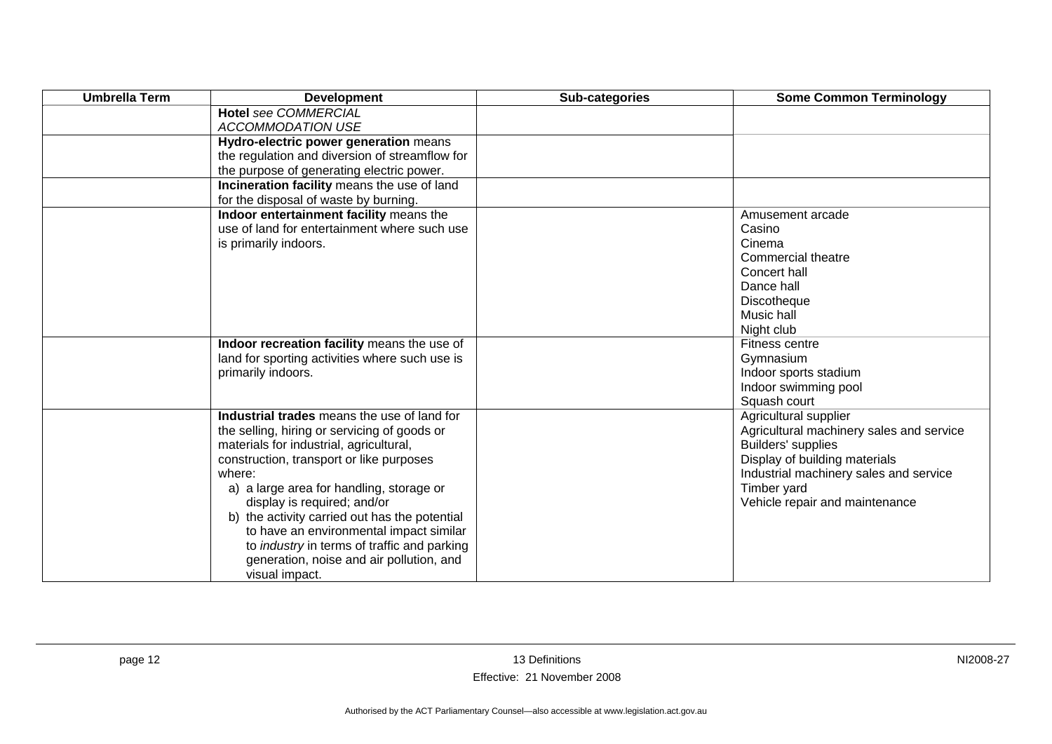| Umbrella Term | Development | Sub-categories | Some Common Terminology |
|---|---|---|---|
| | **Hotel** *see COMMERCIAL ACCOMMODATION USE* | | |
| | **Hydro-electric power generation** means the regulation and diversion of streamflow for the purpose of generating electric power. | | |
| | **Incineration facility** means the use of land for the disposal of waste by burning. | | |
| | **Indoor entertainment facility** means the use of land for entertainment where such use is primarily indoors. | | Amusement arcade<br>Casino<br>Cinema<br>Commercial theatre<br>Concert hall<br>Dance hall<br>Discotheque<br>Music hall<br>Night club |
| | **Indoor recreation facility** means the use of land for sporting activities where such use is primarily indoors. | | Fitness centre<br>Gymnasium<br>Indoor sports stadium<br>Indoor swimming pool<br>Squash court |
| | **Industrial trades** means the use of land for the selling, hiring or servicing of goods or materials for industrial, agricultural, construction, transport or like purposes where:<br>a) a large area for handling, storage or display is required; and/or<br>b) the activity carried out has the potential to have an environmental impact similar to *industry* in terms of traffic and parking generation, noise and air pollution, and visual impact. | | Agricultural supplier<br>Agricultural machinery sales and service<br>Builders' supplies<br>Display of building materials<br>Industrial machinery sales and service<br>Timber yard<br>Vehicle repair and maintenance |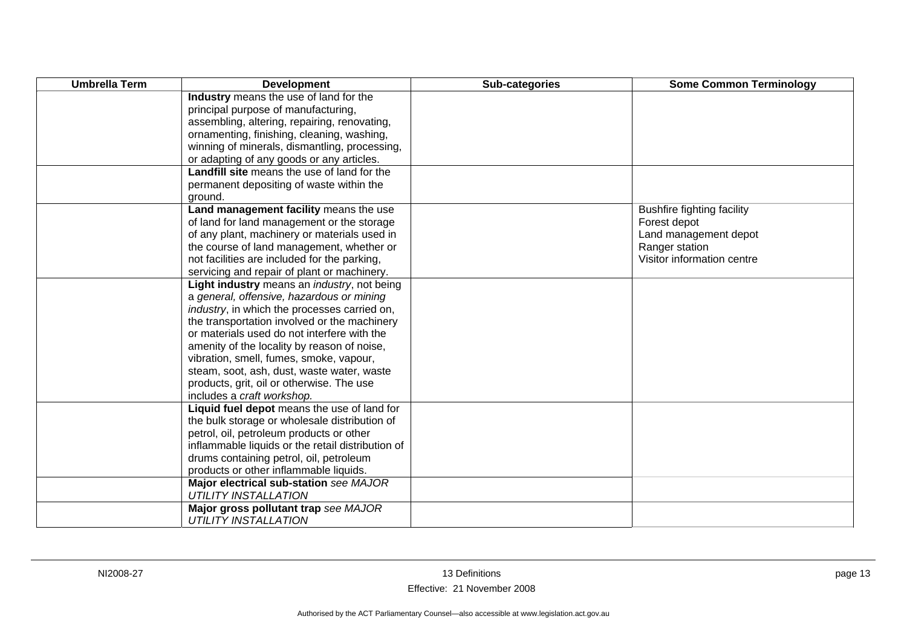| Umbrella Term | Development | Sub-categories | Some Common Terminology |
|---|---|---|---|
| | **Industry** means the use of land for the principal purpose of manufacturing, assembling, altering, repairing, renovating, ornamenting, finishing, cleaning, washing, winning of minerals, dismantling, processing, or adapting of any goods or any articles. | | |
| | **Landfill site** means the use of land for the permanent depositing of waste within the ground. | | |
| | **Land management facility** means the use of land for land management or the storage of any plant, machinery or materials used in the course of land management, whether or not facilities are included for the parking, servicing and repair of plant or machinery. | | Bushfire fighting facility<br>Forest depot<br>Land management depot<br>Ranger station<br>Visitor information centre |
| | **Light industry** means an *industry*, not being a *general, offensive, hazardous or mining industry*, in which the processes carried on, the transportation involved or the machinery or materials used do not interfere with the amenity of the locality by reason of noise, vibration, smell, fumes, smoke, vapour, steam, soot, ash, dust, waste water, waste products, grit, oil or otherwise. The use includes a *craft workshop.* | | |
| | **Liquid fuel depot** means the use of land for the bulk storage or wholesale distribution of petrol, oil, petroleum products or other inflammable liquids or the retail distribution of drums containing petrol, oil, petroleum products or other inflammable liquids. | | |
| | **Major electrical sub-station** *see MAJOR UTILITY INSTALLATION* | | |
| | **Major gross pollutant trap** *see MAJOR UTILITY INSTALLATION* | | |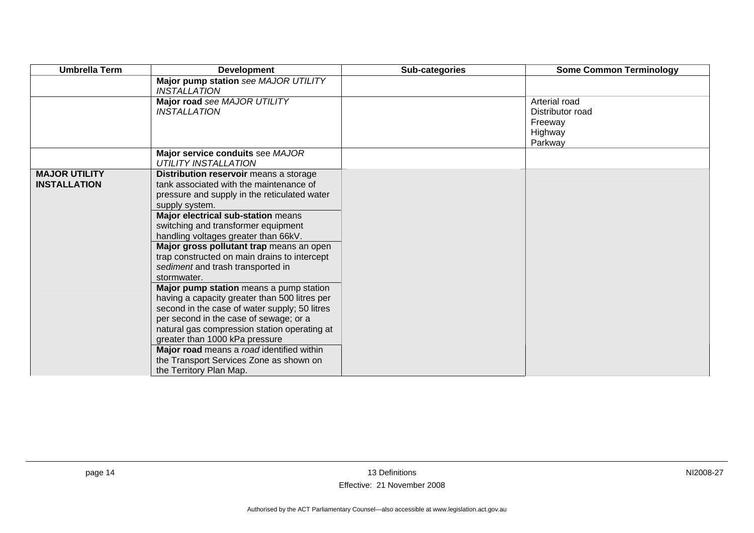| Umbrella Term | Development | Sub-categories | Some Common Terminology |
|---|---|---|---|
| | **Major pump station** *see MAJOR UTILITY INSTALLATION* | | |
| | **Major road** *see MAJOR UTILITY INSTALLATION* | | Arterial road<br>Distributor road<br>Freeway<br>Highway<br>Parkway |
| | **Major service conduits** see *MAJOR UTILITY INSTALLATION* | | |
| **MAJOR UTILITY INSTALLATION** | **Distribution reservoir** means a storage tank associated with the maintenance of pressure and supply in the reticulated water supply system. | | |
| | **Major electrical sub-station** means switching and transformer equipment handling voltages greater than 66kV. | | |
| | **Major gross pollutant trap** means an open trap constructed on main drains to intercept *sediment* and trash transported in stormwater. | | |
| | **Major pump station** means a pump station having a capacity greater than 500 litres per second in the case of water supply; 50 litres per second in the case of sewage; or a natural gas compression station operating at greater than 1000 kPa pressure | | |
| | **Major road** means a *road* identified within the Transport Services Zone as shown on the Territory Plan Map. | | |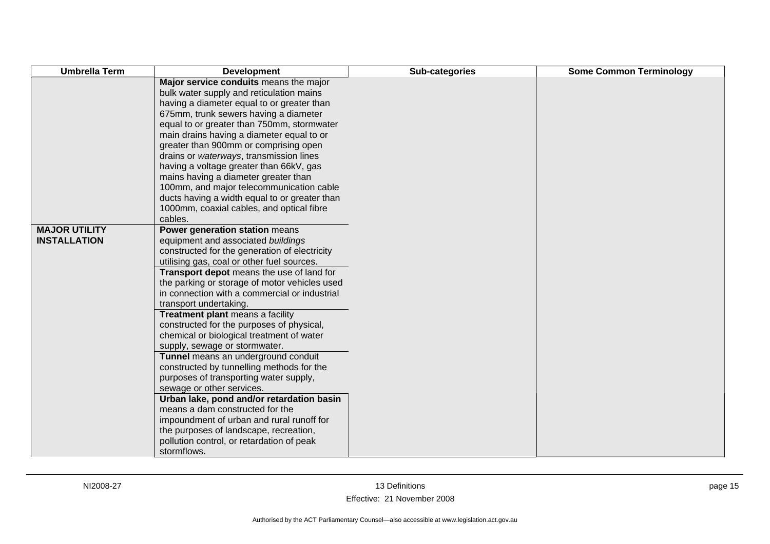| Umbrella Term | Development | Sub-categories | Some Common Terminology |
|---|---|---|---|
| | **Major service conduits** means the major bulk water supply and reticulation mains having a diameter equal to or greater than 675mm, trunk sewers having a diameter equal to or greater than 750mm, stormwater main drains having a diameter equal to or greater than 900mm or comprising open drains or *waterways*, transmission lines having a voltage greater than 66kV, gas mains having a diameter greater than 100mm, and major telecommunication cable ducts having a width equal to or greater than 1000mm, coaxial cables, and optical fibre cables. | | |
| **MAJOR UTILITY INSTALLATION** | **Power generation station** means equipment and associated *buildings* constructed for the generation of electricity utilising gas, coal or other fuel sources. | | |
| | **Transport depot** means the use of land for the parking or storage of motor vehicles used in connection with a commercial or industrial transport undertaking. | | |
| | **Treatment plant** means a facility constructed for the purposes of physical, chemical or biological treatment of water supply, sewage or stormwater. | | |
| | **Tunnel** means an underground conduit constructed by tunnelling methods for the purposes of transporting water supply, sewage or other services. | | |
| | **Urban lake, pond and/or retardation basin** means a dam constructed for the impoundment of urban and rural runoff for the purposes of landscape, recreation, pollution control, or retardation of peak stormflows. | | |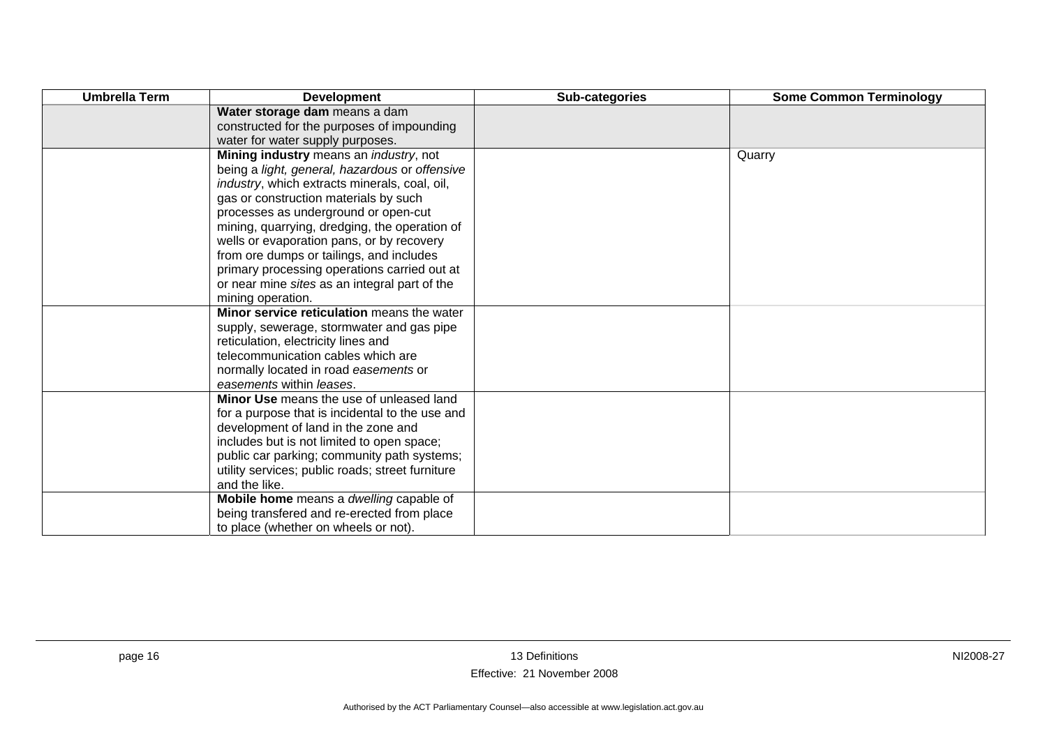| Umbrella Term | Development | Sub-categories | Some Common Terminology |
|---|---|---|---|
| | **Water storage dam** means a dam constructed for the purposes of impounding water for water supply purposes. | | |
| | **Mining industry** means an *industry*, not being a *light, general, hazardous* or *offensive industry*, which extracts minerals, coal, oil, gas or construction materials by such processes as underground or open-cut mining, quarrying, dredging, the operation of wells or evaporation pans, or by recovery from ore dumps or tailings, and includes primary processing operations carried out at or near mine *sites* as an integral part of the mining operation. | | Quarry |
| | **Minor service reticulation** means the water supply, sewerage, stormwater and gas pipe reticulation, electricity lines and telecommunication cables which are normally located in road *easements* or *easements* within *leases*. | | |
| | **Minor Use** means the use of unleased land for a purpose that is incidental to the use and development of land in the zone and includes but is not limited to open space; public car parking; community path systems; utility services; public roads; street furniture and the like. | | |
| | **Mobile home** means a *dwelling* capable of being transfered and re-erected from place to place (whether on wheels or not). | | |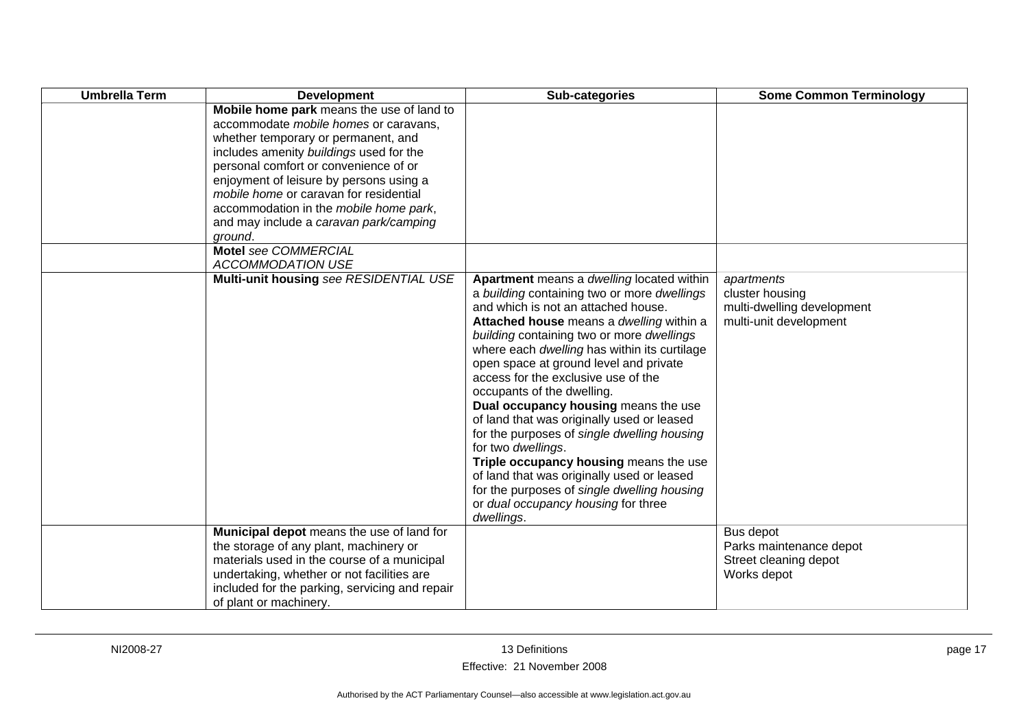| Umbrella Term | Development | Sub-categories | Some Common Terminology |
|---|---|---|---|
| | **Mobile home park** means the use of land to accommodate *mobile homes* or caravans, whether temporary or permanent, and includes amenity *buildings* used for the personal comfort or convenience of or enjoyment of leisure by persons using a *mobile home* or caravan for residential accommodation in the *mobile home park*, and may include a *caravan park/camping ground*. | | |
| | **Motel** *see COMMERCIAL ACCOMMODATION USE* | | |
| | **Multi-unit housing** *see RESIDENTIAL USE* | **Apartment** means a *dwelling* located within a *building* containing two or more *dwellings* and which is not an attached house.<br>**Attached house** means a *dwelling* within a *building* containing two or more *dwellings* where each *dwelling* has within its curtilage open space at ground level and private access for the exclusive use of the occupants of the dwelling.<br>**Dual occupancy housing** means the use of land that was originally used or leased for the purposes of *single dwelling housing* for two *dwellings*.<br>**Triple occupancy housing** means the use of land that was originally used or leased for the purposes of *single dwelling housing* or *dual occupancy housing* for three *dwellings*. | *apartments*<br>cluster housing<br>multi-dwelling development<br>multi-unit development |
| | **Municipal depot** means the use of land for the storage of any plant, machinery or materials used in the course of a municipal undertaking, whether or not facilities are included for the parking, servicing and repair of plant or machinery. | | Bus depot<br>Parks maintenance depot<br>Street cleaning depot<br>Works depot |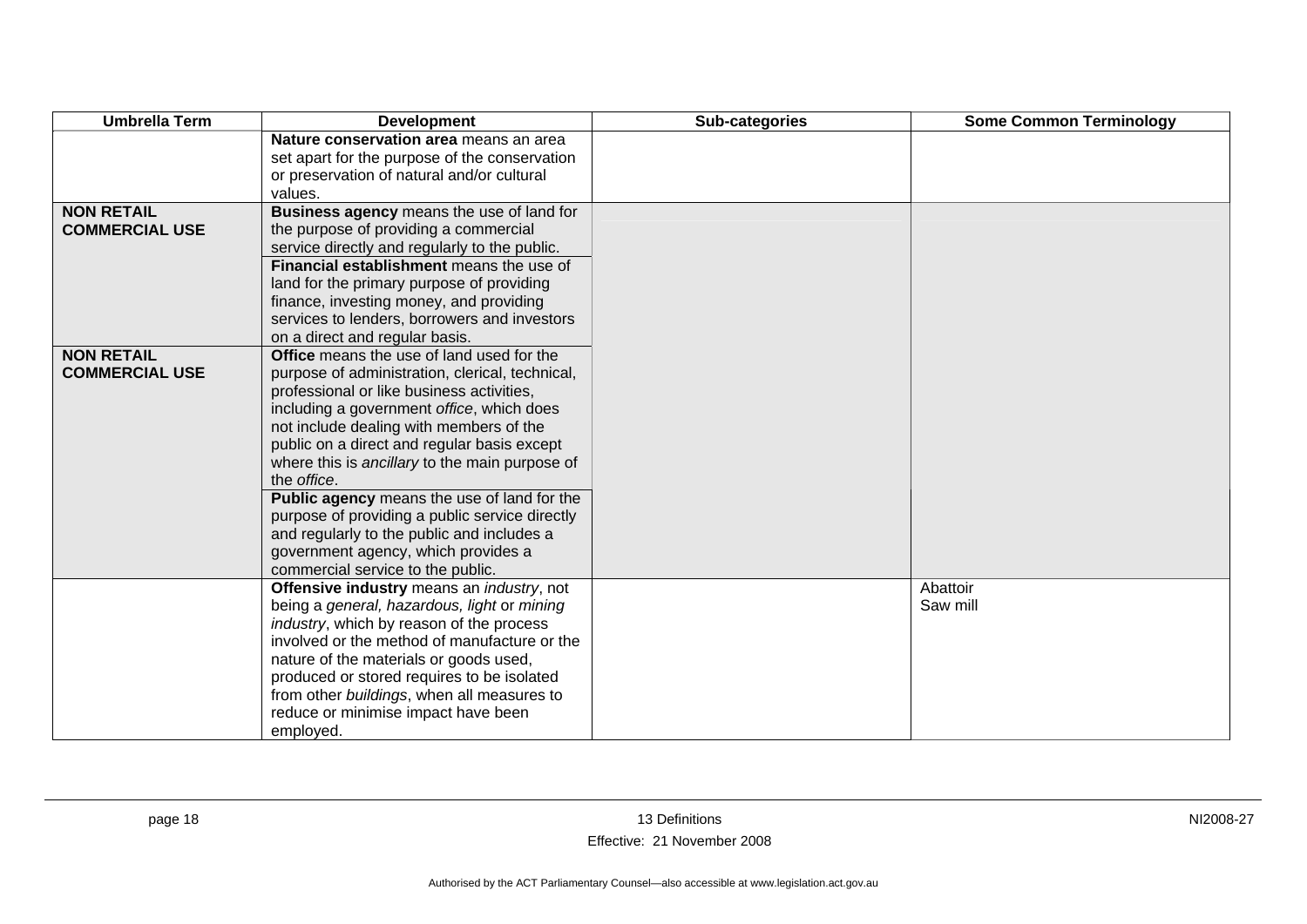| Umbrella Term | Development | Sub-categories | Some Common Terminology |
|---|---|---|---|
| | **Nature conservation area** means an area set apart for the purpose of the conservation or preservation of natural and/or cultural values. | | |
| **NON RETAIL COMMERCIAL USE** | **Business agency** means the use of land for the purpose of providing a commercial service directly and regularly to the public. | | |
| | **Financial establishment** means the use of land for the primary purpose of providing finance, investing money, and providing services to lenders, borrowers and investors on a direct and regular basis. | | |
| **NON RETAIL COMMERCIAL USE** | **Office** means the use of land used for the purpose of administration, clerical, technical, professional or like business activities, including a government *office*, which does not include dealing with members of the public on a direct and regular basis except where this is *ancillary* to the main purpose of the *office*. | | |
| | **Public agency** means the use of land for the purpose of providing a public service directly and regularly to the public and includes a government agency, which provides a commercial service to the public. | | |
| | **Offensive industry** means an *industry*, not being a *general, hazardous, light* or *mining industry*, which by reason of the process involved or the method of manufacture or the nature of the materials or goods used, produced or stored requires to be isolated from other *buildings*, when all measures to reduce or minimise impact have been employed. | | Abattoir<br>Saw mill |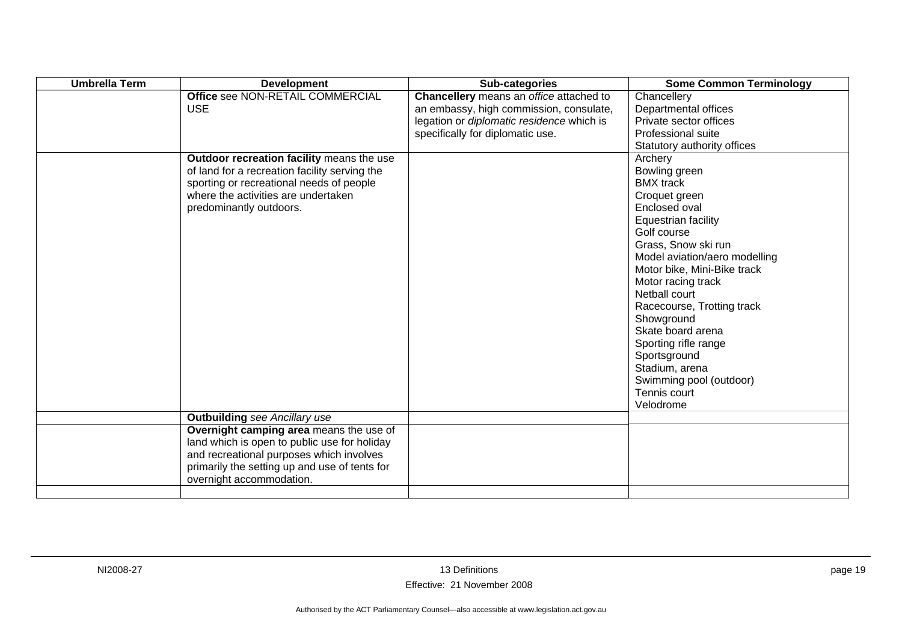| Umbrella Term | Development | Sub-categories | Some Common Terminology |
|---|---|---|---|
| | **Office** see NON-RETAIL COMMERCIAL USE | **Chancellery** means an *office* attached to an embassy, high commission, consulate, legation or *diplomatic residence* which is specifically for diplomatic use. | Chancellery<br>Departmental offices<br>Private sector offices<br>Professional suite<br>Statutory authority offices |
| | **Outdoor recreation facility** means the use of land for a recreation facility serving the sporting or recreational needs of people where the activities are undertaken predominantly outdoors. | | Archery<br>Bowling green<br>BMX track<br>Croquet green<br>Enclosed oval<br>Equestrian facility<br>Golf course<br>Grass, Snow ski run<br>Model aviation/aero modelling<br>Motor bike, Mini-Bike track<br>Motor racing track<br>Netball court<br>Racecourse, Trotting track<br>Showground<br>Skate board arena<br>Sporting rifle range<br>Sportsground<br>Stadium, arena<br>Swimming pool (outdoor)<br>Tennis court<br>Velodrome |
| | **Outbuilding** *see Ancillary use* | | |
| | **Overnight camping area** means the use of land which is open to public use for holiday and recreational purposes which involves primarily the setting up and use of tents for overnight accommodation. | | |
| | | | |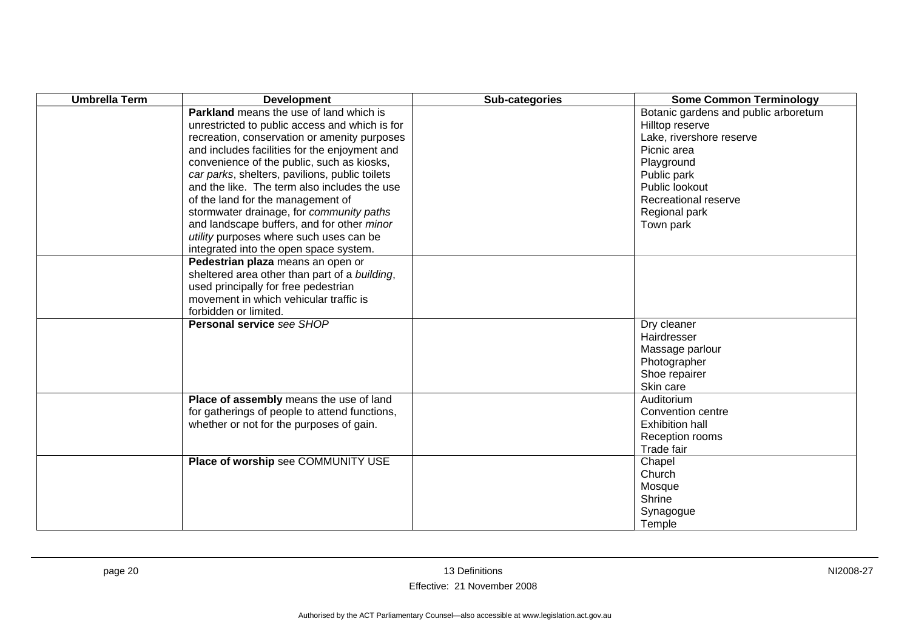| Umbrella Term | Development | Sub-categories | Some Common Terminology |
|---|---|---|---|
| | **Parkland** means the use of land which is unrestricted to public access and which is for recreation, conservation or amenity purposes and includes facilities for the enjoyment and convenience of the public, such as kiosks, *car parks*, shelters, pavilions, public toilets and the like. The term also includes the use of the land for the management of stormwater drainage, for *community paths* and landscape buffers, and for other *minor utility* purposes where such uses can be integrated into the open space system. | | Botanic gardens and public arboretum<br>Hilltop reserve<br>Lake, rivershore reserve<br>Picnic area<br>Playground<br>Public park<br>Public lookout<br>Recreational reserve<br>Regional park<br>Town park |
| | **Pedestrian plaza** means an open or sheltered area other than part of a *building*, used principally for free pedestrian movement in which vehicular traffic is forbidden or limited. | | |
| | **Personal service** *see SHOP* | | Dry cleaner<br>Hairdresser<br>Massage parlour<br>Photographer<br>Shoe repairer<br>Skin care |
| | **Place of assembly** means the use of land for gatherings of people to attend functions, whether or not for the purposes of gain. | | Auditorium<br>Convention centre<br>Exhibition hall<br>Reception rooms<br>Trade fair |
| | **Place of worship** see COMMUNITY USE | | Chapel<br>Church<br>Mosque<br>Shrine<br>Synagogue<br>Temple |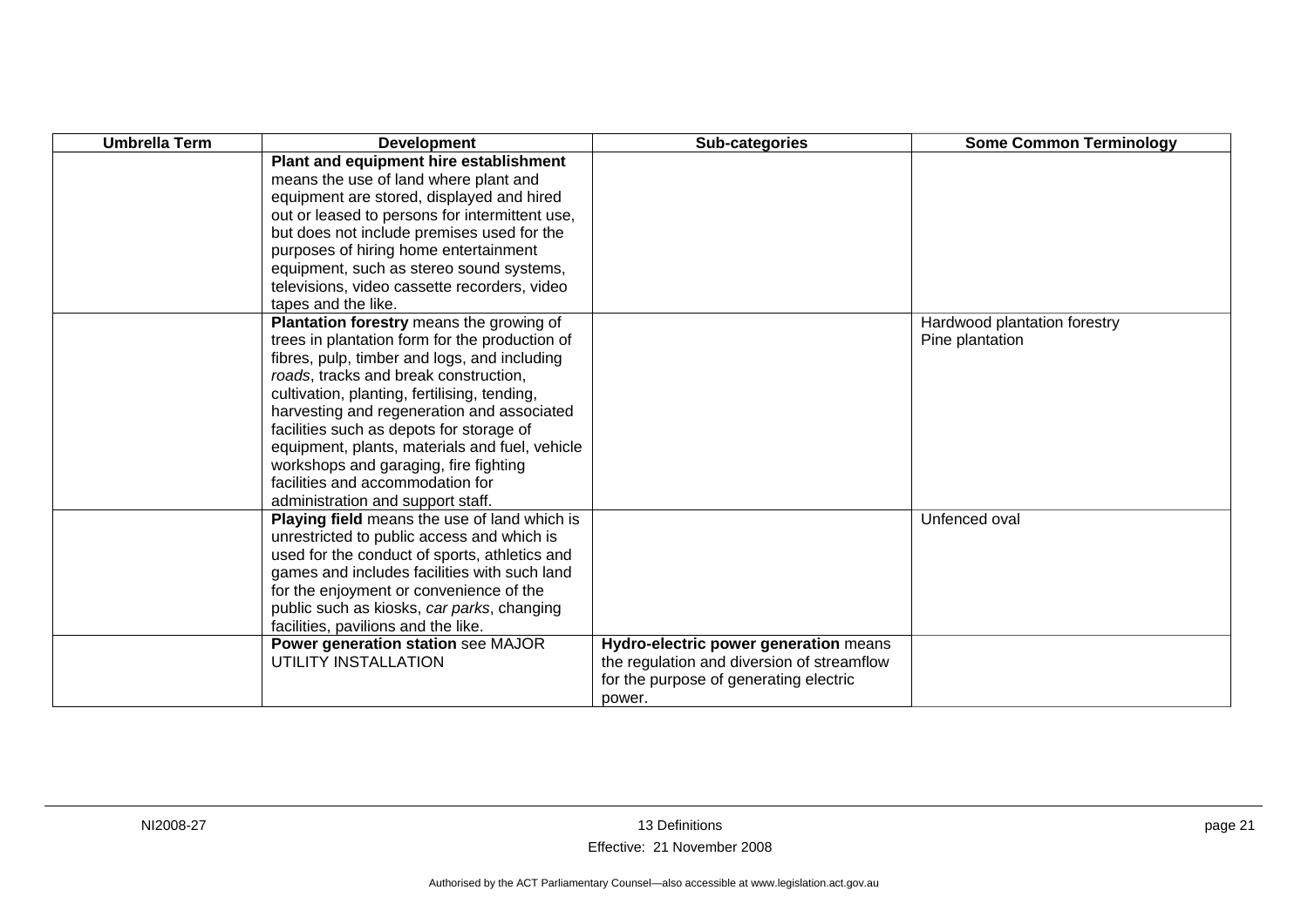| Umbrella Term | Development | Sub-categories | Some Common Terminology |
|---|---|---|---|
| | **Plant and equipment hire establishment** means the use of land where plant and equipment are stored, displayed and hired out or leased to persons for intermittent use, but does not include premises used for the purposes of hiring home entertainment equipment, such as stereo sound systems, televisions, video cassette recorders, video tapes and the like. | | |
| | **Plantation forestry** means the growing of trees in plantation form for the production of fibres, pulp, timber and logs, and including *roads*, tracks and break construction, cultivation, planting, fertilising, tending, harvesting and regeneration and associated facilities such as depots for storage of equipment, plants, materials and fuel, vehicle workshops and garaging, fire fighting facilities and accommodation for administration and support staff. | | Hardwood plantation forestry<br>Pine plantation |
| | **Playing field** means the use of land which is unrestricted to public access and which is used for the conduct of sports, athletics and games and includes facilities with such land for the enjoyment or convenience of the public such as kiosks, *car parks*, changing facilities, pavilions and the like. | | Unfenced oval |
| | **Power generation station** see MAJOR UTILITY INSTALLATION | **Hydro-electric power generation** means the regulation and diversion of streamflow for the purpose of generating electric power. | |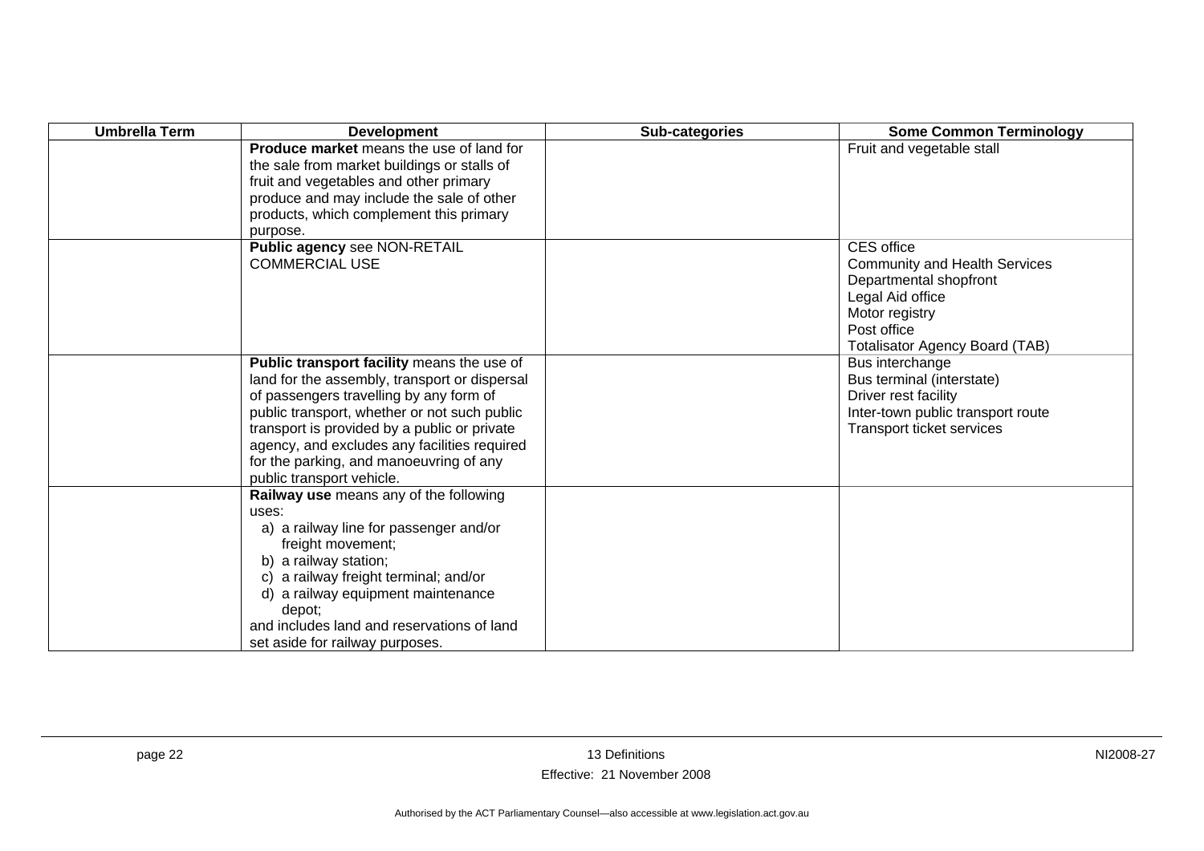| Umbrella Term | Development | Sub-categories | Some Common Terminology |
|---|---|---|---|
| | **Produce market** means the use of land for the sale from market buildings or stalls of fruit and vegetables and other primary produce and may include the sale of other products, which complement this primary purpose. | | Fruit and vegetable stall |
| | **Public agency** see NON-RETAIL COMMERCIAL USE | | CES office<br>Community and Health Services<br>Departmental shopfront<br>Legal Aid office<br>Motor registry<br>Post office<br>Totalisator Agency Board (TAB) |
| | **Public transport facility** means the use of land for the assembly, transport or dispersal of passengers travelling by any form of public transport, whether or not such public transport is provided by a public or private agency, and excludes any facilities required for the parking, and manoeuvring of any public transport vehicle. | | Bus interchange<br>Bus terminal (interstate)<br>Driver rest facility<br>Inter-town public transport route<br>Transport ticket services |
| | **Railway use** means any of the following uses:<br>a) a railway line for passenger and/or freight movement;<br>b) a railway station;<br>c) a railway freight terminal; and/or<br>d) a railway equipment maintenance depot;<br>and includes land and reservations of land set aside for railway purposes. | | |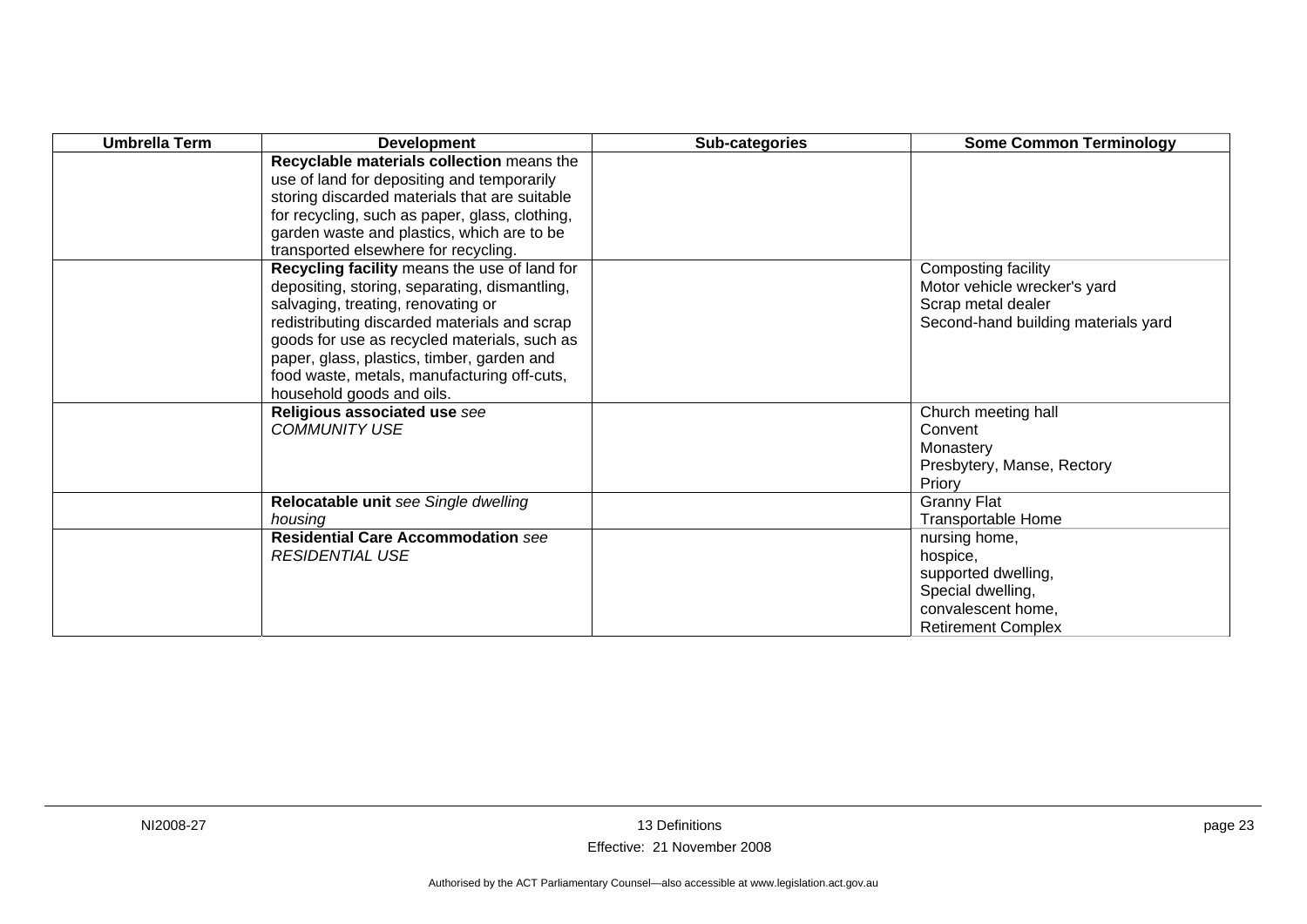| Umbrella Term | Development | Sub-categories | Some Common Terminology |
|---|---|---|---|
| | **Recyclable materials collection** means the use of land for depositing and temporarily storing discarded materials that are suitable for recycling, such as paper, glass, clothing, garden waste and plastics, which are to be transported elsewhere for recycling. | | |
| | **Recycling facility** means the use of land for depositing, storing, separating, dismantling, salvaging, treating, renovating or redistributing discarded materials and scrap goods for use as recycled materials, such as paper, glass, plastics, timber, garden and food waste, metals, manufacturing off-cuts, household goods and oils. | | Composting facility<br>Motor vehicle wrecker's yard<br>Scrap metal dealer<br>Second-hand building materials yard |
| | **Religious associated use** *see COMMUNITY USE* | | Church meeting hall<br>Convent<br>Monastery<br>Presbytery, Manse, Rectory<br>Priory |
| | **Relocatable unit** *see Single dwelling housing* | | Granny Flat<br>Transportable Home |
| | **Residential Care Accommodation** *see RESIDENTIAL USE* | | nursing home,<br>hospice,<br>supported dwelling,<br>Special dwelling,<br>convalescent home,<br>Retirement Complex |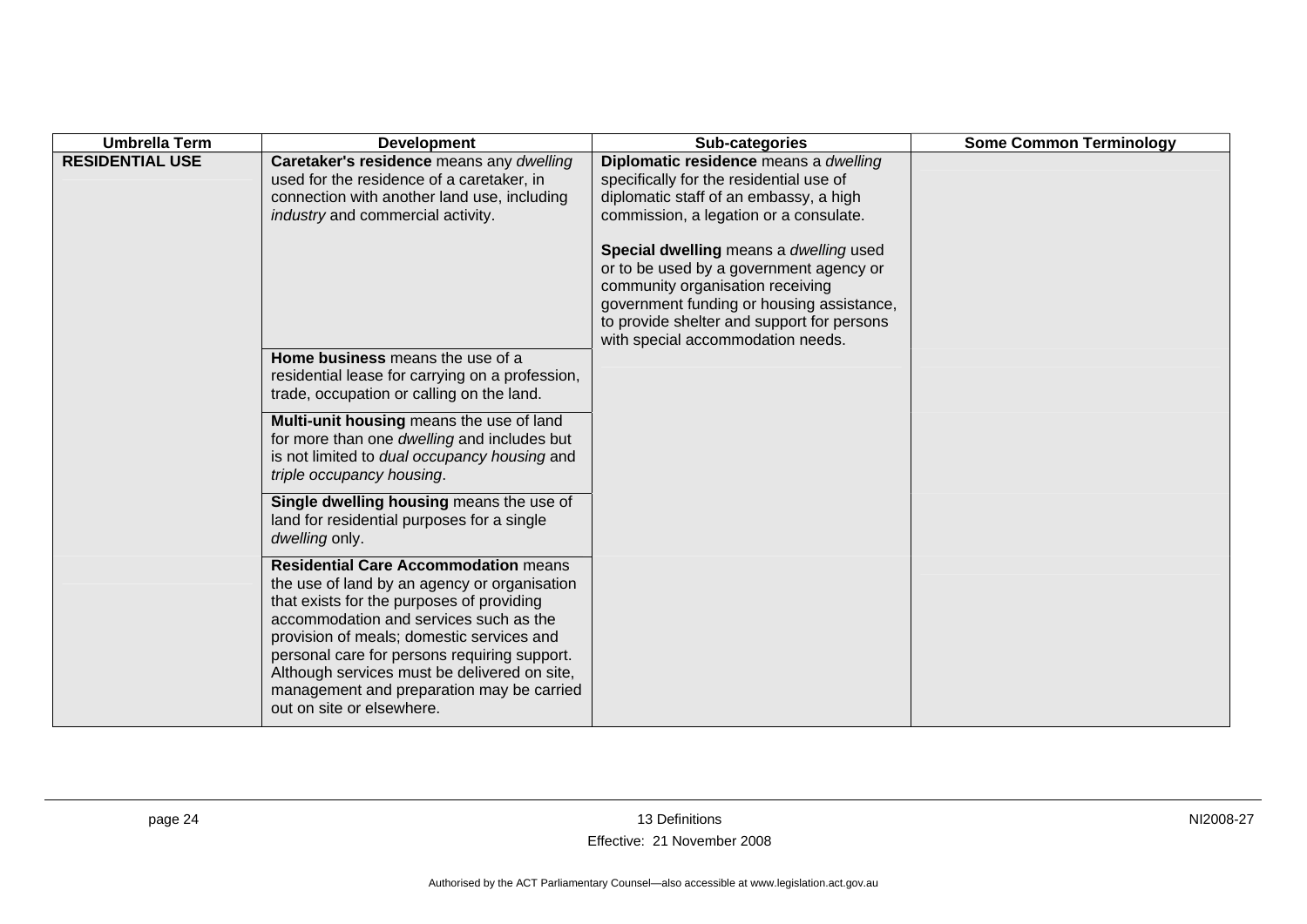| Umbrella Term | Development | Sub-categories | Some Common Terminology |
|---|---|---|---|
| **RESIDENTIAL USE** | **Caretaker's residence** means any *dwelling* used for the residence of a caretaker, in connection with another land use, including *industry* and commercial activity. | **Diplomatic residence** means a *dwelling* specifically for the residential use of diplomatic staff of an embassy, a high commission, a legation or a consulate.<br><br>**Special dwelling** means a *dwelling* used or to be used by a government agency or community organisation receiving government funding or housing assistance, to provide shelter and support for persons with special accommodation needs. | |
| | **Home business** means the use of a residential lease for carrying on a profession, trade, occupation or calling on the land. | | |
| | **Multi-unit housing** means the use of land for more than one *dwelling* and includes but is not limited to *dual occupancy housing* and *triple occupancy housing*. | | |
| | **Single dwelling housing** means the use of land for residential purposes for a single *dwelling* only. | | |
| | **Residential Care Accommodation** means the use of land by an agency or organisation that exists for the purposes of providing accommodation and services such as the provision of meals; domestic services and personal care for persons requiring support. Although services must be delivered on site, management and preparation may be carried out on site or elsewhere. | | |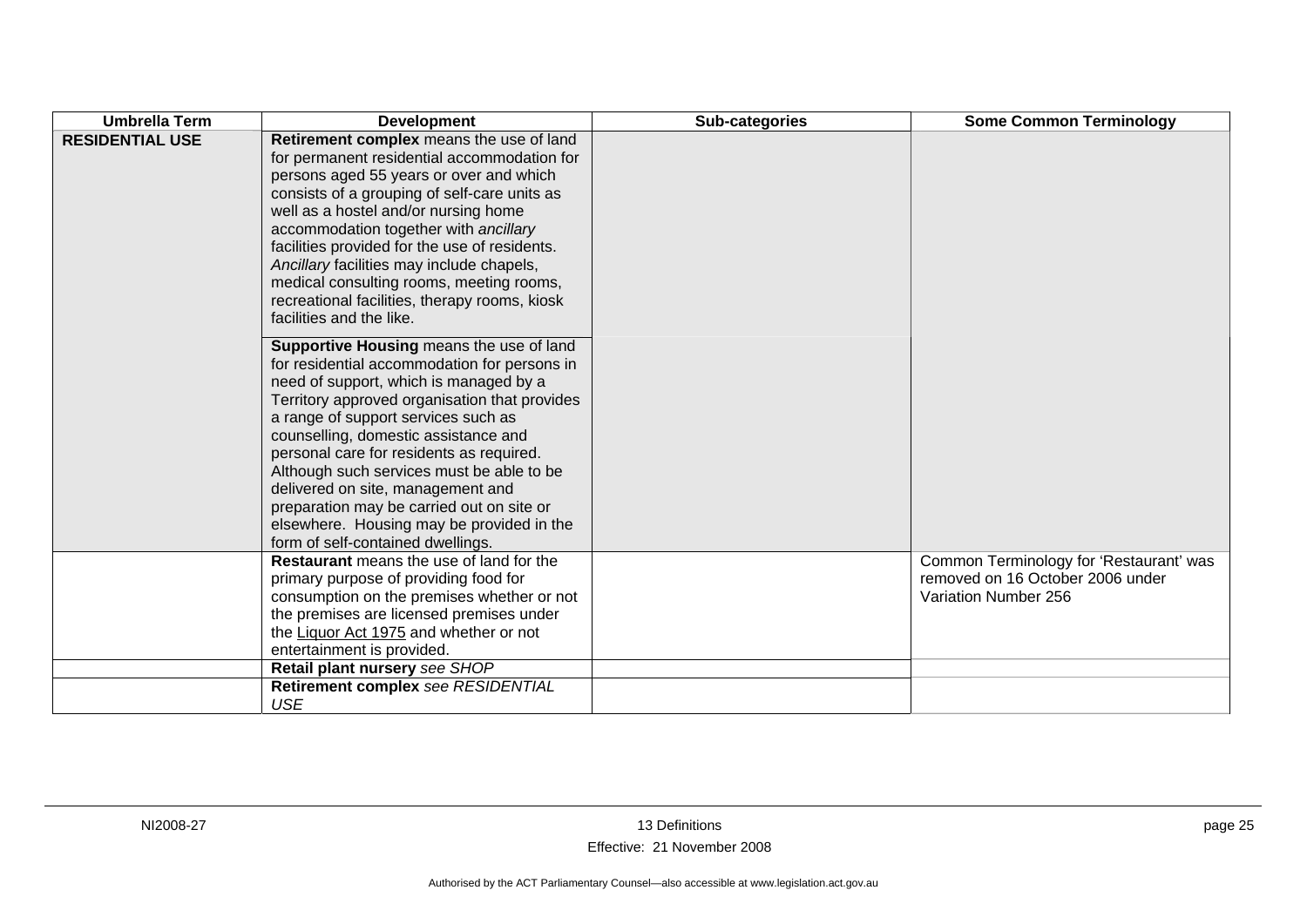| Umbrella Term | Development | Sub-categories | Some Common Terminology |
|---|---|---|---|
| **RESIDENTIAL USE** | **Retirement complex** means the use of land for permanent residential accommodation for persons aged 55 years or over and which consists of a grouping of self-care units as well as a hostel and/or nursing home accommodation together with *ancillary* facilities provided for the use of residents. *Ancillary* facilities may include chapels, medical consulting rooms, meeting rooms, recreational facilities, therapy rooms, kiosk facilities and the like. | | |
| | **Supportive Housing** means the use of land for residential accommodation for persons in need of support, which is managed by a Territory approved organisation that provides a range of support services such as counselling, domestic assistance and personal care for residents as required. Although such services must be able to be delivered on site, management and preparation may be carried out on site or elsewhere. Housing may be provided in the form of self-contained dwellings. | | |
| | **Restaurant** means the use of land for the primary purpose of providing food for consumption on the premises whether or not the premises are licensed premises under the Liquor Act 1975 and whether or not entertainment is provided. | | Common Terminology for 'Restaurant' was removed on 16 October 2006 under Variation Number 256 |
| | **Retail plant nursery** *see SHOP* | | |
| | **Retirement complex** *see RESIDENTIAL USE* | | |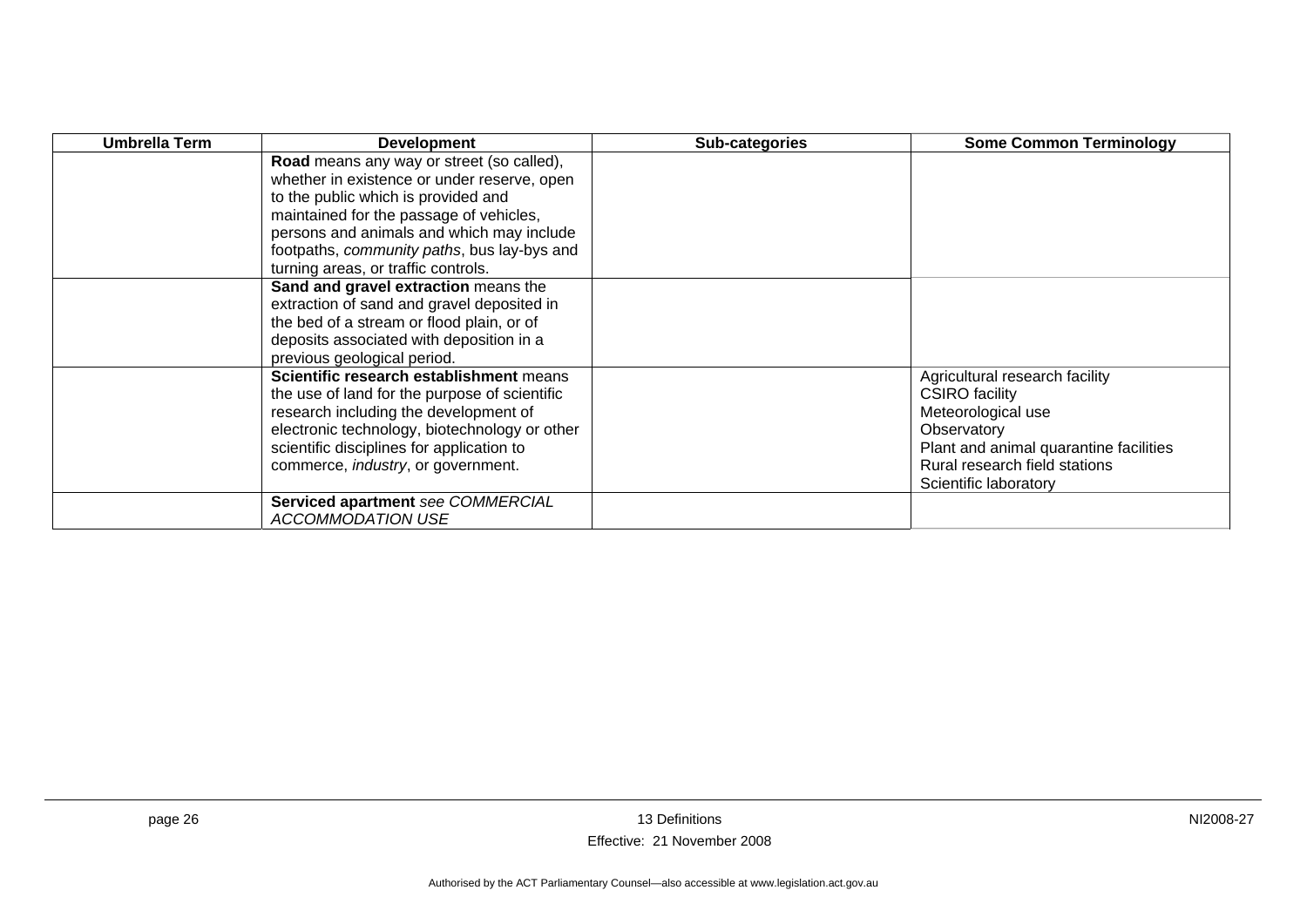| Umbrella Term | Development | Sub-categories | Some Common Terminology |
|---|---|---|---|
| | **Road** means any way or street (so called), whether in existence or under reserve, open to the public which is provided and maintained for the passage of vehicles, persons and animals and which may include footpaths, *community paths*, bus lay-bys and turning areas, or traffic controls. | | |
| | **Sand and gravel extraction** means the extraction of sand and gravel deposited in the bed of a stream or flood plain, or of deposits associated with deposition in a previous geological period. | | |
| | **Scientific research establishment** means the use of land for the purpose of scientific research including the development of electronic technology, biotechnology or other scientific disciplines for application to commerce, *industry*, or government. | | Agricultural research facility<br>CSIRO facility<br>Meteorological use<br>Observatory<br>Plant and animal quarantine facilities<br>Rural research field stations<br>Scientific laboratory |
| | **Serviced apartment** *see COMMERCIAL ACCOMMODATION USE* | | |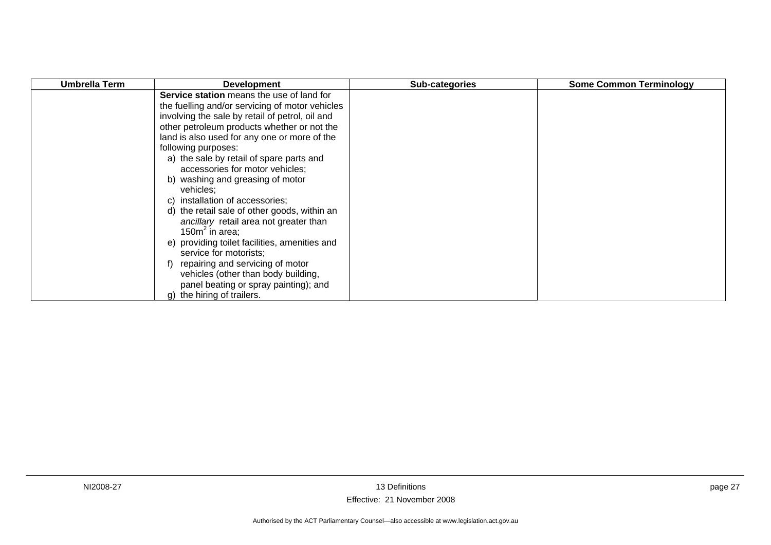| Umbrella Term | Development | Sub-categories | Some Common Terminology |
|---|---|---|---|
| | **Service station** means the use of land for the fuelling and/or servicing of motor vehicles involving the sale by retail of petrol, oil and other petroleum products whether or not the land is also used for any one or more of the following purposes:<br>a) the sale by retail of spare parts and accessories for motor vehicles;<br>b) washing and greasing of motor vehicles;<br>c) installation of accessories;<br>d) the retail sale of other goods, within an *ancillary* retail area not greater than 150m$^2$ in area;<br>e) providing toilet facilities, amenities and service for motorists;<br>f) repairing and servicing of motor vehicles (other than body building, panel beating or spray painting); and<br>g) the hiring of trailers. | | |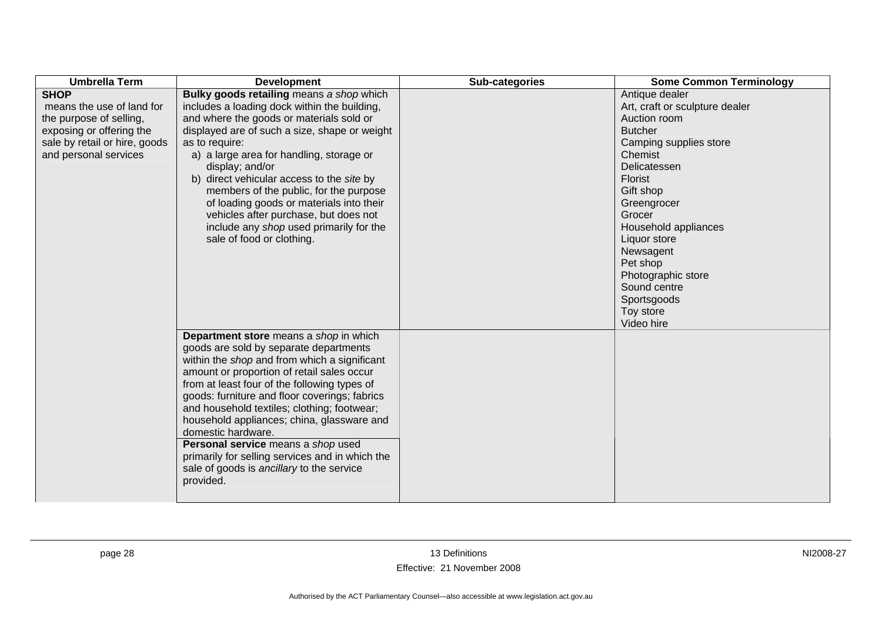| Umbrella Term | Development | Sub-categories | Some Common Terminology |
|---|---|---|---|
| **SHOP** means the use of land for the purpose of selling, exposing or offering the sale by retail or hire, goods and personal services | **Bulky goods retailing** means *a shop* which includes a loading dock within the building, and where the goods or materials sold or displayed are of such a size, shape or weight as to require:<br>a) a large area for handling, storage or display; and/or<br>b) direct vehicular access to the *site* by members of the public, for the purpose of loading goods or materials into their vehicles after purchase, but does not include any *shop* used primarily for the sale of food or clothing. | | Antique dealer<br>Art, craft or sculpture dealer<br>Auction room<br>Butcher<br>Camping supplies store<br>Chemist<br>Delicatessen<br>Florist<br>Gift shop<br>Greengrocer<br>Grocer<br>Household appliances<br>Liquor store<br>Newsagent<br>Pet shop<br>Photographic store<br>Sound centre<br>Sportsgoods<br>Toy store<br>Video hire |
| | **Department store** means a *shop* in which goods are sold by separate departments within the *shop* and from which a significant amount or proportion of retail sales occur from at least four of the following types of goods: furniture and floor coverings; fabrics and household textiles; clothing; footwear; household appliances; china, glassware and domestic hardware. | | |
| | **Personal service** means a *shop* used primarily for selling services and in which the sale of goods is *ancillary* to the service provided. | | |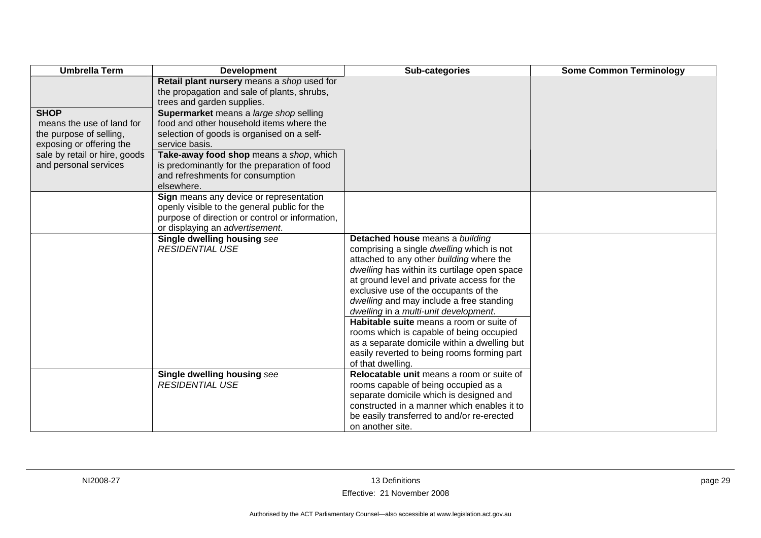| Umbrella Term | Development | Sub-categories | Some Common Terminology |
|---|---|---|---|
| **SHOP** means the use of land for the purpose of selling, exposing or offering the sale by retail or hire, goods and personal services | **Retail plant nursery** means a *shop* used for the propagation and sale of plants, shrubs, trees and garden supplies. | | |
| | **Supermarket** means a *large shop* selling food and other household items where the selection of goods is organised on a self-service basis. | | |
| | **Take-away food shop** means a *shop*, which is predominantly for the preparation of food and refreshments for consumption elsewhere. | | |
| | **Sign** means any device or representation openly visible to the general public for the purpose of direction or control or information, or displaying an *advertisement*. | | |
| | **Single dwelling housing** *see RESIDENTIAL USE* | **Detached house** means a *building* comprising a single *dwelling* which is not attached to any other *building* where the *dwelling* has within its curtilage open space at ground level and private access for the exclusive use of the occupants of the *dwelling* and may include a free standing *dwelling* in a *multi-unit development*. | |
| | | **Habitable suite** means a room or suite of rooms which is capable of being occupied as a separate domicile within a dwelling but easily reverted to being rooms forming part of that dwelling. | |
| | **Single dwelling housing** *see RESIDENTIAL USE* | **Relocatable unit** means a room or suite of rooms capable of being occupied as a separate domicile which is designed and constructed in a manner which enables it to be easily transferred to and/or re-erected on another site. | |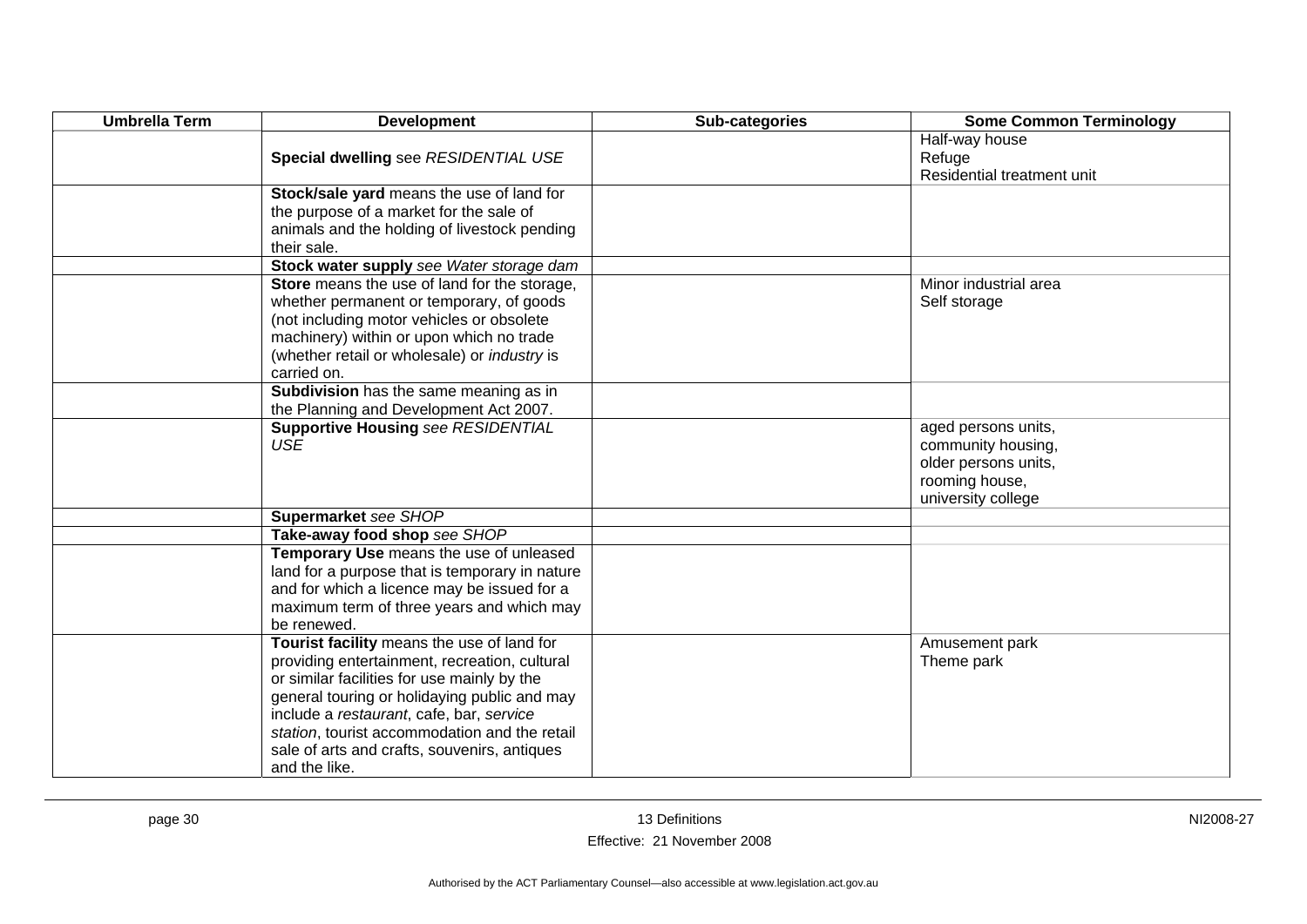| Umbrella Term | Development | Sub-categories | Some Common Terminology |
|---|---|---|---|
| | **Special dwelling** see *RESIDENTIAL USE* | | Half-way house<br>Refuge<br>Residential treatment unit |
| | **Stock/sale yard** means the use of land for the purpose of a market for the sale of animals and the holding of livestock pending their sale. | | |
| | **Stock water supply** *see Water storage dam* | | |
| | **Store** means the use of land for the storage, whether permanent or temporary, of goods (not including motor vehicles or obsolete machinery) within or upon which no trade (whether retail or wholesale) or *industry* is carried on. | | Minor industrial area<br>Self storage |
| | **Subdivision** has the same meaning as in the Planning and Development Act 2007. | | |
| | **Supportive Housing** *see RESIDENTIAL USE* | | aged persons units,<br>community housing,<br>older persons units,<br>rooming house,<br>university college |
| | **Supermarket** *see SHOP* | | |
| | **Take-away food shop** *see SHOP* | | |
| | **Temporary Use** means the use of unleased land for a purpose that is temporary in nature and for which a licence may be issued for a maximum term of three years and which may be renewed. | | |
| | **Tourist facility** means the use of land for providing entertainment, recreation, cultural or similar facilities for use mainly by the general touring or holidaying public and may include a *restaurant*, cafe, bar, *service station*, tourist accommodation and the retail sale of arts and crafts, souvenirs, antiques and the like. | | Amusement park<br>Theme park |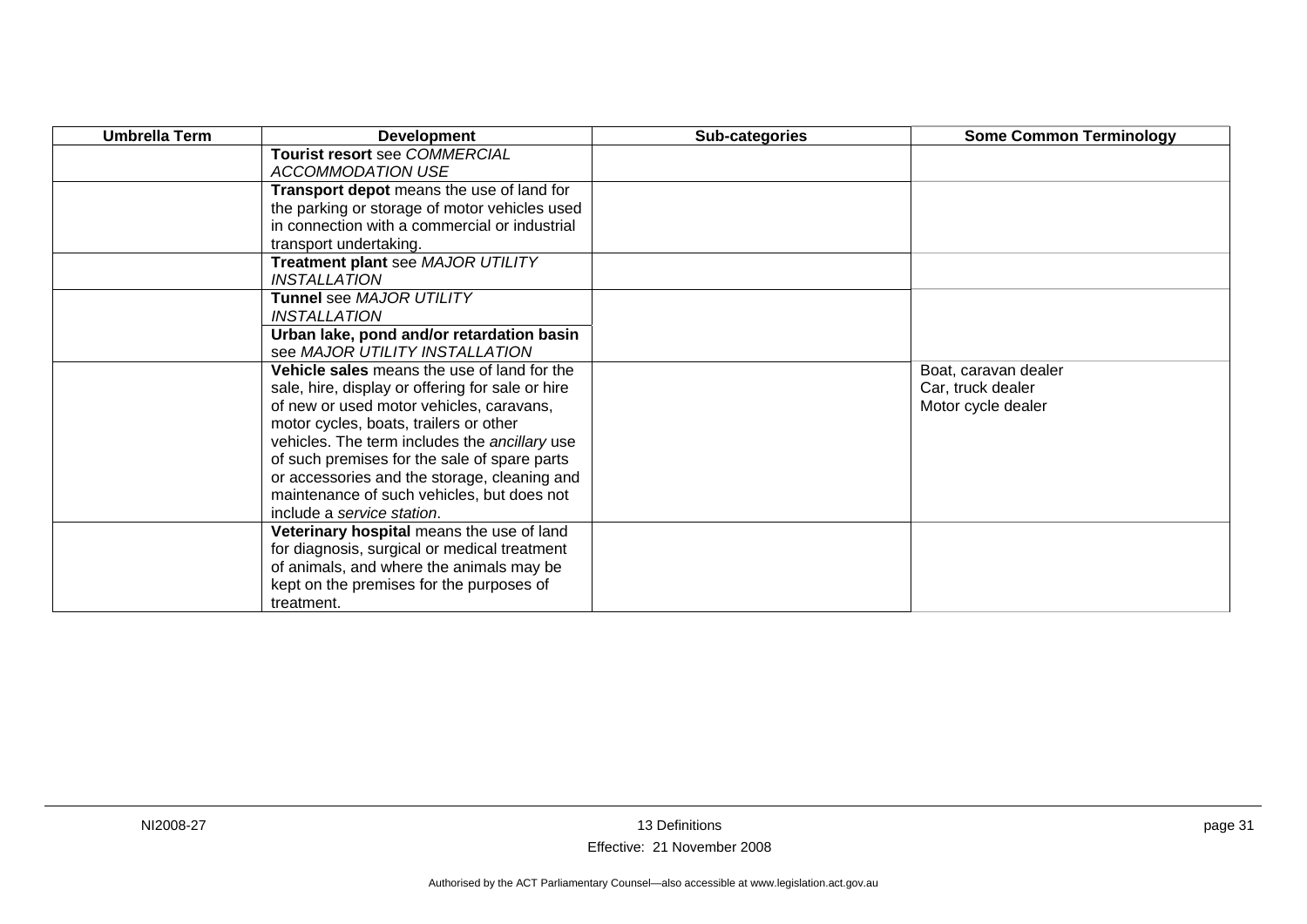| Umbrella Term | Development | Sub-categories | Some Common Terminology |
|---|---|---|---|
| | **Tourist resort** see *COMMERCIAL ACCOMMODATION USE* | | |
| | **Transport depot** means the use of land for the parking or storage of motor vehicles used in connection with a commercial or industrial transport undertaking. | | |
| | **Treatment plant** see *MAJOR UTILITY INSTALLATION* | | |
| | **Tunnel** see *MAJOR UTILITY INSTALLATION* | | |
| | **Urban lake, pond and/or retardation basin** see *MAJOR UTILITY INSTALLATION* | | |
| | **Vehicle sales** means the use of land for the sale, hire, display or offering for sale or hire of new or used motor vehicles, caravans, motor cycles, boats, trailers or other vehicles. The term includes the *ancillary* use of such premises for the sale of spare parts or accessories and the storage, cleaning and maintenance of such vehicles, but does not include a *service station*. | | Boat, caravan dealer<br>Car, truck dealer<br>Motor cycle dealer |
| | **Veterinary hospital** means the use of land for diagnosis, surgical or medical treatment of animals, and where the animals may be kept on the premises for the purposes of treatment. | | |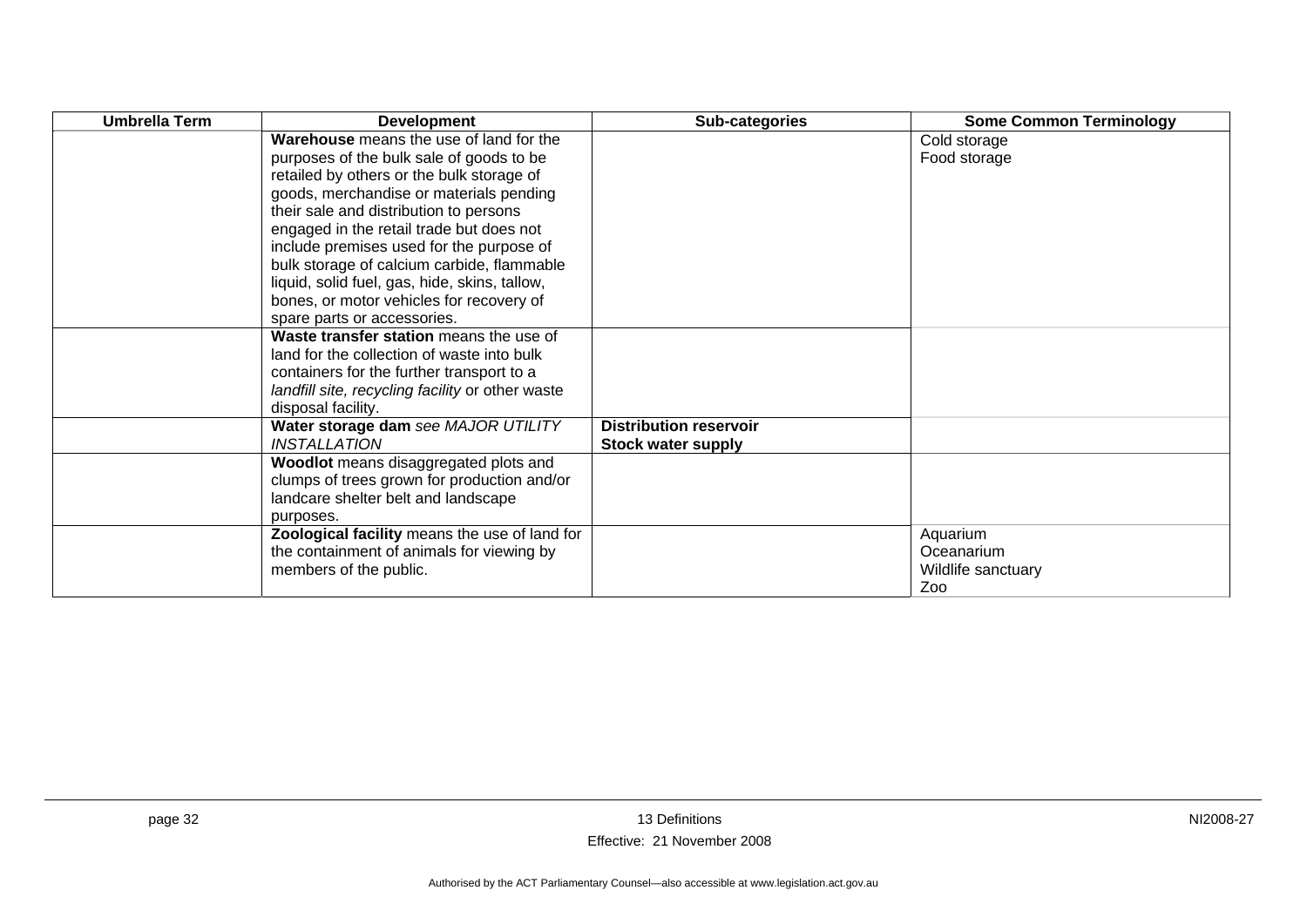| Umbrella Term | Development | Sub-categories | Some Common Terminology |
|---|---|---|---|
| | **Warehouse** means the use of land for the purposes of the bulk sale of goods to be retailed by others or the bulk storage of goods, merchandise or materials pending their sale and distribution to persons engaged in the retail trade but does not include premises used for the purpose of bulk storage of calcium carbide, flammable liquid, solid fuel, gas, hide, skins, tallow, bones, or motor vehicles for recovery of spare parts or accessories. | | Cold storage<br>Food storage |
| | **Waste transfer station** means the use of land for the collection of waste into bulk containers for the further transport to a *landfill site, recycling facility* or other waste disposal facility. | | |
| | **Water storage dam** *see MAJOR UTILITY INSTALLATION* | **Distribution reservoir**<br>**Stock water supply** | |
| | **Woodlot** means disaggregated plots and clumps of trees grown for production and/or landcare shelter belt and landscape purposes. | | |
| | **Zoological facility** means the use of land for the containment of animals for viewing by members of the public. | | Aquarium<br>Oceanarium<br>Wildlife sanctuary<br>Zoo |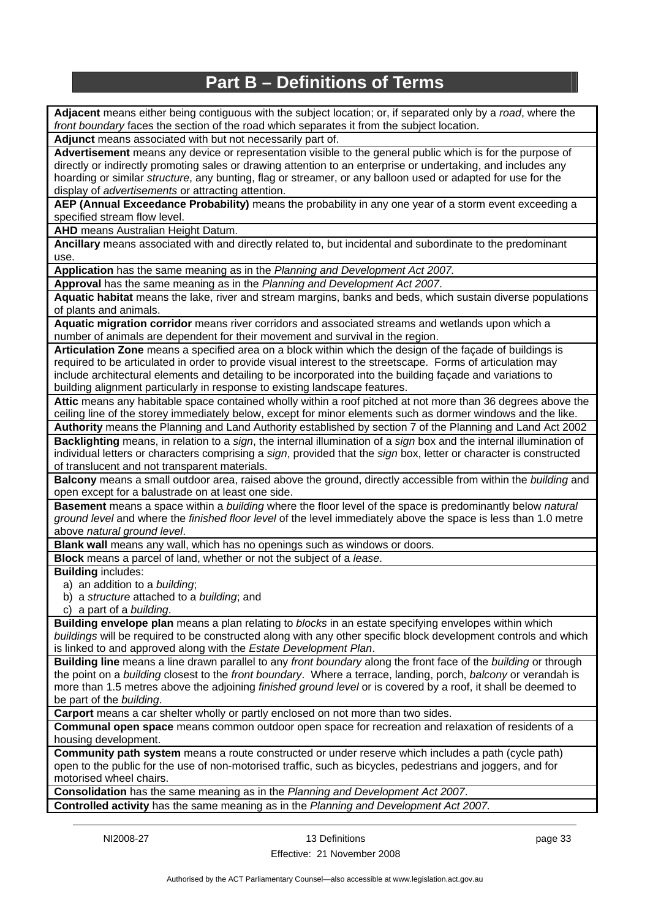# Part B – Definitions of Terms

**Adjacent** means either being contiguous with the subject location; or, if separated only by a *road*, where the *front boundary* faces the section of the road which separates it from the subject location.

**Adjunct** means associated with but not necessarily part of.

**Advertisement** means any device or representation visible to the general public which is for the purpose of directly or indirectly promoting sales or drawing attention to an enterprise or undertaking, and includes any hoarding or similar *structure*, any bunting, flag or streamer, or any balloon used or adapted for use for the display of *advertisements* or attracting attention.

**AEP (Annual Exceedance Probability)** means the probability in any one year of a storm event exceeding a specified stream flow level.

**AHD** means Australian Height Datum.

**Ancillary** means associated with and directly related to, but incidental and subordinate to the predominant use.

**Application** has the same meaning as in the *Planning and Development Act 2007.*

**Approval** has the same meaning as in the *Planning and Development Act 2007*.

**Aquatic habitat** means the lake, river and stream margins, banks and beds, which sustain diverse populations of plants and animals.

**Aquatic migration corridor** means river corridors and associated streams and wetlands upon which a number of animals are dependent for their movement and survival in the region.

**Articulation Zone** means a specified area on a block within which the design of the façade of buildings is required to be articulated in order to provide visual interest to the streetscape. Forms of articulation may include architectural elements and detailing to be incorporated into the building façade and variations to building alignment particularly in response to existing landscape features.

**Attic** means any habitable space contained wholly within a roof pitched at not more than 36 degrees above the ceiling line of the storey immediately below, except for minor elements such as dormer windows and the like.

**Authority** means the Planning and Land Authority established by section 7 of the Planning and Land Act 2002

**Backlighting** means, in relation to a *sign*, the internal illumination of a *sign* box and the internal illumination of individual letters or characters comprising a *sign*, provided that the *sign* box, letter or character is constructed of translucent and not transparent materials.

**Balcony** means a small outdoor area, raised above the ground, directly accessible from within the *building* and open except for a balustrade on at least one side.

**Basement** means a space within a *building* where the floor level of the space is predominantly below *natural ground level* and where the *finished floor level* of the level immediately above the space is less than 1.0 metre above *natural ground level*.

**Blank wall** means any wall, which has no openings such as windows or doors.

**Block** means a parcel of land, whether or not the subject of a *lease*.

**Building** includes:

a) an addition to a *building*;
b) a *structure* attached to a *building*; and
c) a part of a *building*.

**Building envelope plan** means a plan relating to *blocks* in an estate specifying envelopes within which *buildings* will be required to be constructed along with any other specific block development controls and which is linked to and approved along with the *Estate Development Plan*.

**Building line** means a line drawn parallel to any *front boundary* along the front face of the *building* or through the point on a *building* closest to the *front boundary*. Where a terrace, landing, porch, *balcony* or verandah is more than 1.5 metres above the adjoining *finished ground level* or is covered by a roof, it shall be deemed to be part of the *building*.

**Carport** means a car shelter wholly or partly enclosed on not more than two sides.

**Communal open space** means common outdoor open space for recreation and relaxation of residents of a housing development.

**Community path system** means a route constructed or under reserve which includes a path (cycle path) open to the public for the use of non-motorised traffic, such as bicycles, pedestrians and joggers, and for motorised wheel chairs.

**Consolidation** has the same meaning as in the *Planning and Development Act 2007*.

**Controlled activity** has the same meaning as in the *Planning and Development Act 2007.*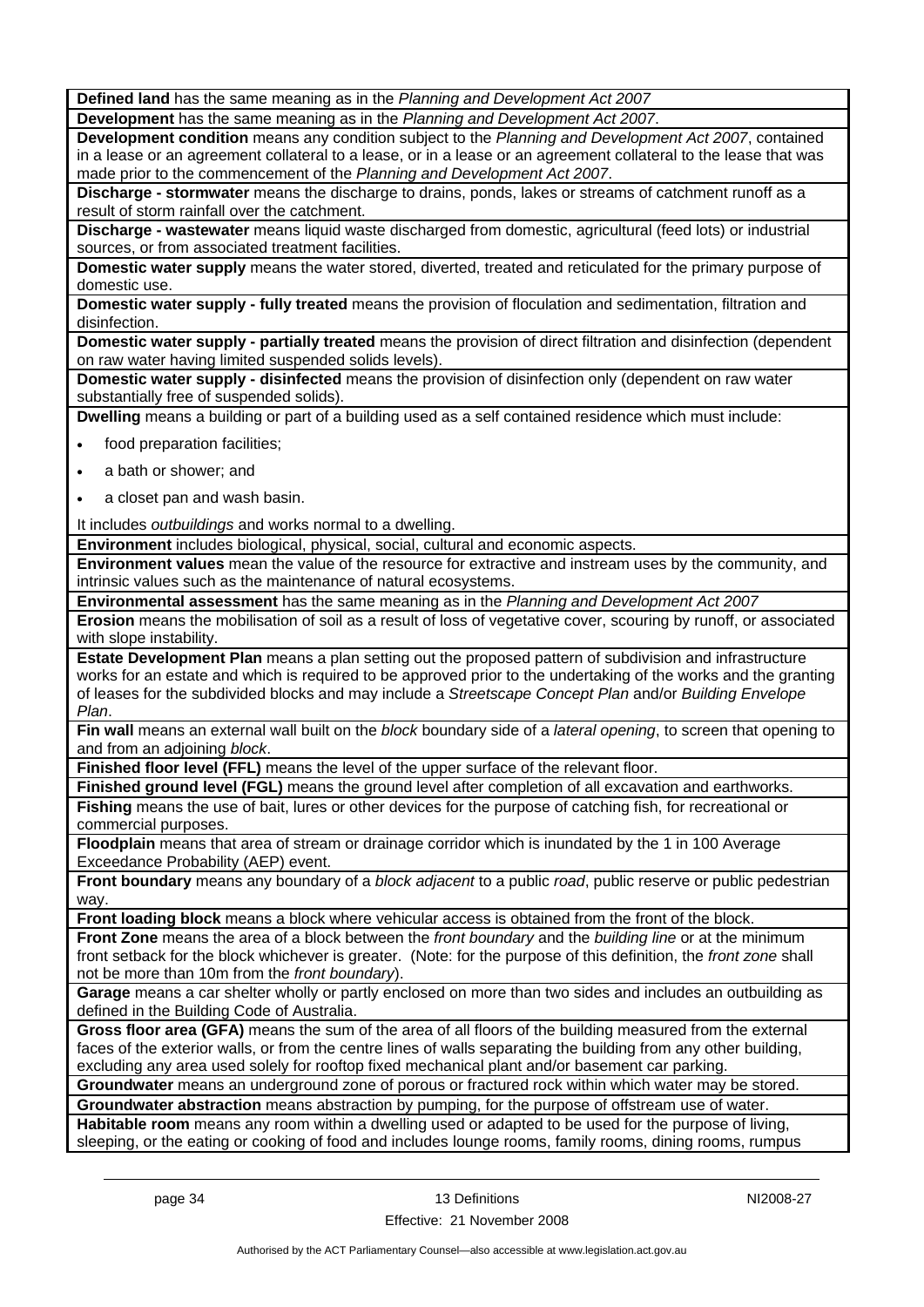**Defined land** has the same meaning as in the *Planning and Development Act 2007*

**Development** has the same meaning as in the *Planning and Development Act 2007*.

**Development condition** means any condition subject to the *Planning and Development Act 2007*, contained in a lease or an agreement collateral to a lease, or in a lease or an agreement collateral to the lease that was made prior to the commencement of the *Planning and Development Act 2007*.

**Discharge - stormwater** means the discharge to drains, ponds, lakes or streams of catchment runoff as a result of storm rainfall over the catchment.

**Discharge - wastewater** means liquid waste discharged from domestic, agricultural (feed lots) or industrial sources, or from associated treatment facilities.

**Domestic water supply** means the water stored, diverted, treated and reticulated for the primary purpose of domestic use.

**Domestic water supply - fully treated** means the provision of floculation and sedimentation, filtration and disinfection.

**Domestic water supply - partially treated** means the provision of direct filtration and disinfection (dependent on raw water having limited suspended solids levels).

**Domestic water supply - disinfected** means the provision of disinfection only (dependent on raw water substantially free of suspended solids).

**Dwelling** means a building or part of a building used as a self contained residence which must include:

- food preparation facilities;
- a bath or shower; and
- a closet pan and wash basin.

It includes *outbuildings* and works normal to a dwelling.

**Environment** includes biological, physical, social, cultural and economic aspects.

**Environment values** mean the value of the resource for extractive and instream uses by the community, and intrinsic values such as the maintenance of natural ecosystems.

**Environmental assessment** has the same meaning as in the *Planning and Development Act 2007*

**Erosion** means the mobilisation of soil as a result of loss of vegetative cover, scouring by runoff, or associated with slope instability.

**Estate Development Plan** means a plan setting out the proposed pattern of subdivision and infrastructure works for an estate and which is required to be approved prior to the undertaking of the works and the granting of leases for the subdivided blocks and may include a *Streetscape Concept Plan* and/or *Building Envelope Plan*.

**Fin wall** means an external wall built on the *block* boundary side of a *lateral opening*, to screen that opening to and from an adjoining *block*.

**Finished floor level (FFL)** means the level of the upper surface of the relevant floor.

**Finished ground level (FGL)** means the ground level after completion of all excavation and earthworks.

**Fishing** means the use of bait, lures or other devices for the purpose of catching fish, for recreational or commercial purposes.

**Floodplain** means that area of stream or drainage corridor which is inundated by the 1 in 100 Average Exceedance Probability (AEP) event.

**Front boundary** means any boundary of a *block adjacent* to a public *road*, public reserve or public pedestrian way.

**Front loading block** means a block where vehicular access is obtained from the front of the block.

**Front Zone** means the area of a block between the *front boundary* and the *building line* or at the minimum front setback for the block whichever is greater. (Note: for the purpose of this definition, the *front zone* shall not be more than 10m from the *front boundary*).

**Garage** means a car shelter wholly or partly enclosed on more than two sides and includes an outbuilding as defined in the Building Code of Australia.

**Gross floor area (GFA)** means the sum of the area of all floors of the building measured from the external faces of the exterior walls, or from the centre lines of walls separating the building from any other building, excluding any area used solely for rooftop fixed mechanical plant and/or basement car parking.

**Groundwater** means an underground zone of porous or fractured rock within which water may be stored.

**Groundwater abstraction** means abstraction by pumping, for the purpose of offstream use of water.

**Habitable room** means any room within a dwelling used or adapted to be used for the purpose of living, sleeping, or the eating or cooking of food and includes lounge rooms, family rooms, dining rooms, rumpus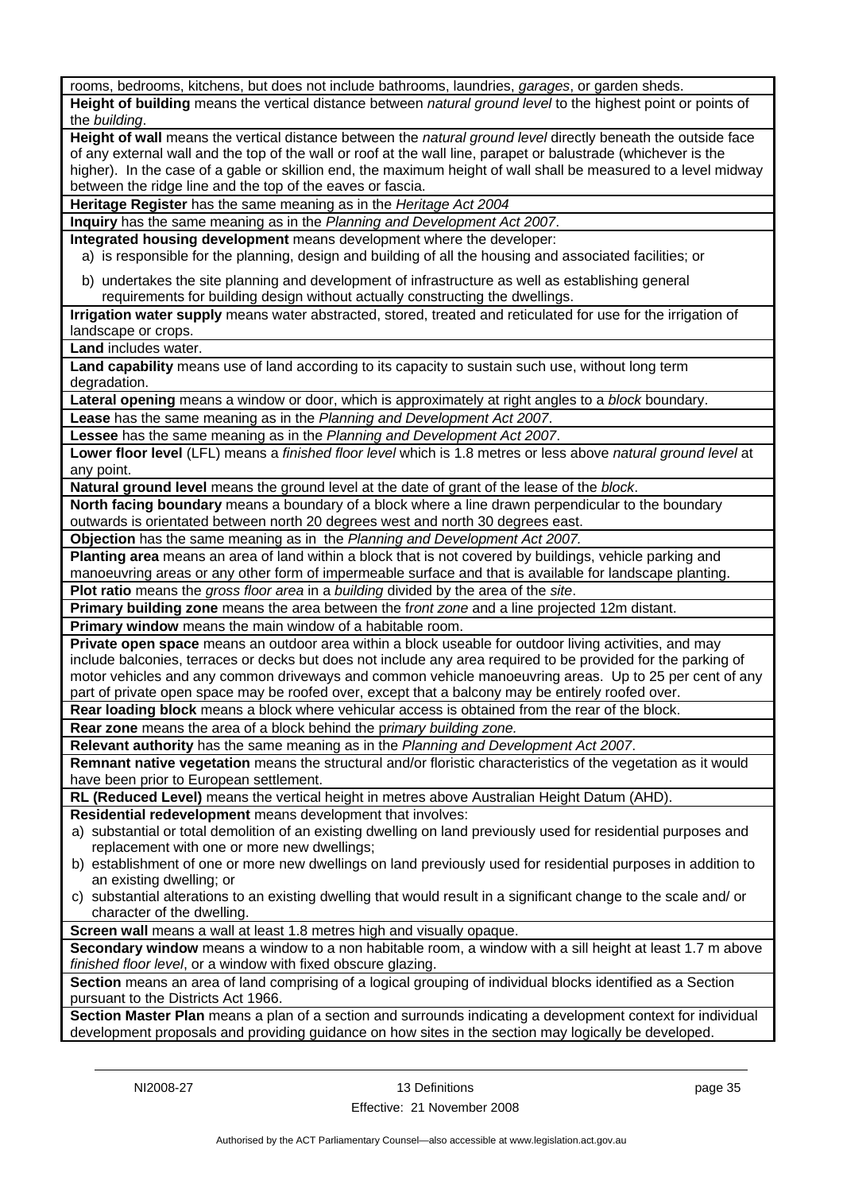rooms, bedrooms, kitchens, but does not include bathrooms, laundries, *garages*, or garden sheds.

**Height of building** means the vertical distance between *natural ground level* to the highest point or points of the *building*.

**Height of wall** means the vertical distance between the *natural ground level* directly beneath the outside face of any external wall and the top of the wall or roof at the wall line, parapet or balustrade (whichever is the higher). In the case of a gable or skillion end, the maximum height of wall shall be measured to a level midway between the ridge line and the top of the eaves or fascia.

**Heritage Register** has the same meaning as in the *Heritage Act 2004*

**Inquiry** has the same meaning as in the *Planning and Development Act 2007*.

**Integrated housing development** means development where the developer:

a) is responsible for the planning, design and building of all the housing and associated facilities; or

b) undertakes the site planning and development of infrastructure as well as establishing general requirements for building design without actually constructing the dwellings.

**Irrigation water supply** means water abstracted, stored, treated and reticulated for use for the irrigation of landscape or crops.

**Land** includes water.

**Land capability** means use of land according to its capacity to sustain such use, without long term degradation.

**Lateral opening** means a window or door, which is approximately at right angles to a *block* boundary.

**Lease** has the same meaning as in the *Planning and Development Act 2007*.

**Lessee** has the same meaning as in the *Planning and Development Act 2007*.

**Lower floor level** (LFL) means a *finished floor level* which is 1.8 metres or less above *natural ground level* at any point.

**Natural ground level** means the ground level at the date of grant of the lease of the *block*.

**North facing boundary** means a boundary of a block where a line drawn perpendicular to the boundary outwards is orientated between north 20 degrees west and north 30 degrees east.

**Objection** has the same meaning as in the *Planning and Development Act 2007.*

**Planting area** means an area of land within a block that is not covered by buildings, vehicle parking and manoeuvring areas or any other form of impermeable surface and that is available for landscape planting.

**Plot ratio** means the *gross floor area* in a *building* divided by the area of the *site*.

**Primary building zone** means the area between the f*ront zone* and a line projected 12m distant.

**Primary window** means the main window of a habitable room.

**Private open space** means an outdoor area within a block useable for outdoor living activities, and may include balconies, terraces or decks but does not include any area required to be provided for the parking of motor vehicles and any common driveways and common vehicle manoeuvring areas. Up to 25 per cent of any part of private open space may be roofed over, except that a balcony may be entirely roofed over.

**Rear loading block** means a block where vehicular access is obtained from the rear of the block.

**Rear zone** means the area of a block behind the p*rimary building zone.*

**Relevant authority** has the same meaning as in the *Planning and Development Act 2007*.

**Remnant native vegetation** means the structural and/or floristic characteristics of the vegetation as it would have been prior to European settlement.

**RL (Reduced Level)** means the vertical height in metres above Australian Height Datum (AHD).

**Residential redevelopment** means development that involves:

a) substantial or total demolition of an existing dwelling on land previously used for residential purposes and replacement with one or more new dwellings;

b) establishment of one or more new dwellings on land previously used for residential purposes in addition to an existing dwelling; or

c) substantial alterations to an existing dwelling that would result in a significant change to the scale and/ or character of the dwelling.

**Screen wall** means a wall at least 1.8 metres high and visually opaque.

**Secondary window** means a window to a non habitable room, a window with a sill height at least 1.7 m above *finished floor level*, or a window with fixed obscure glazing.

**Section** means an area of land comprising of a logical grouping of individual blocks identified as a Section pursuant to the Districts Act 1966.

**Section Master Plan** means a plan of a section and surrounds indicating a development context for individual development proposals and providing guidance on how sites in the section may logically be developed.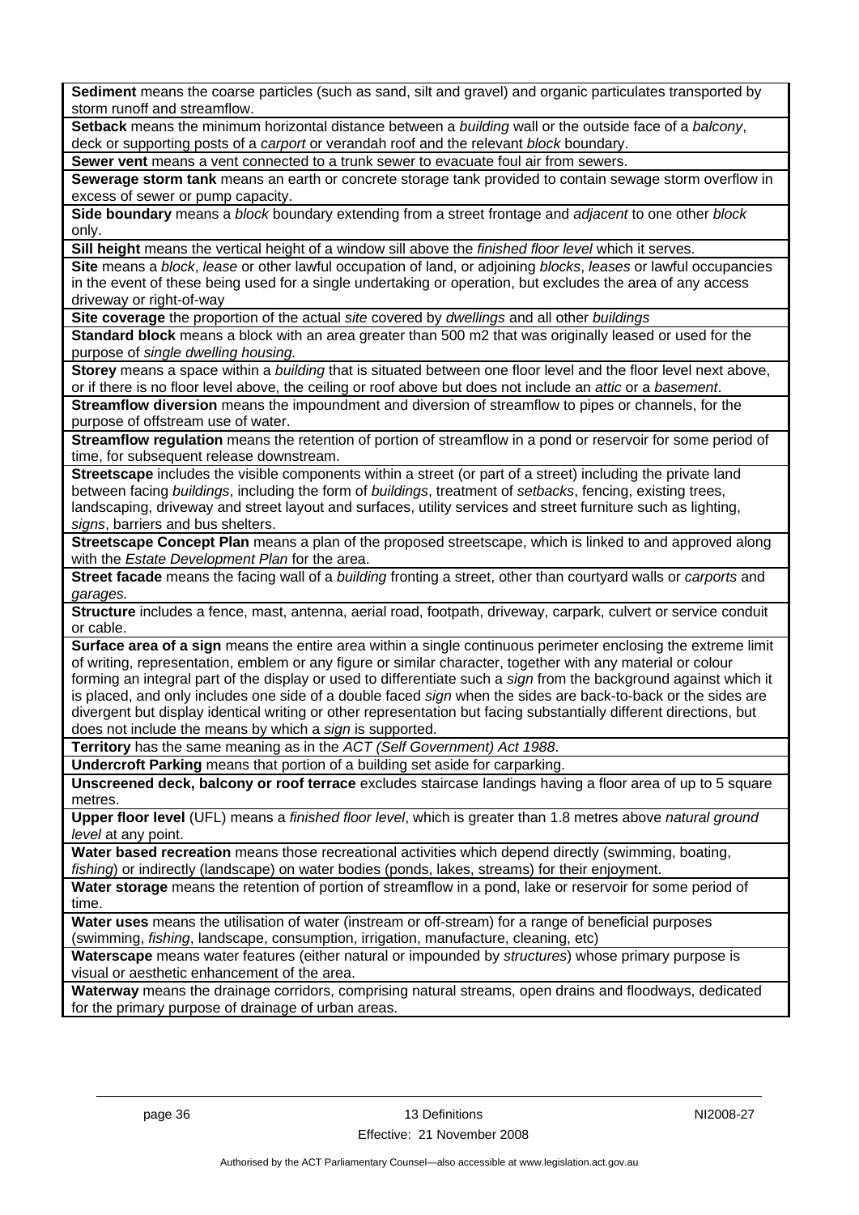**Sediment** means the coarse particles (such as sand, silt and gravel) and organic particulates transported by storm runoff and streamflow.

**Setback** means the minimum horizontal distance between a *building* wall or the outside face of a *balcony*, deck or supporting posts of a *carport* or verandah roof and the relevant *block* boundary.

**Sewer vent** means a vent connected to a trunk sewer to evacuate foul air from sewers.

**Sewerage storm tank** means an earth or concrete storage tank provided to contain sewage storm overflow in excess of sewer or pump capacity.

**Side boundary** means a *block* boundary extending from a street frontage and *adjacent* to one other *block* only.

**Sill height** means the vertical height of a window sill above the *finished floor level* which it serves.

**Site** means a *block*, *lease* or other lawful occupation of land, or adjoining *blocks*, *leases* or lawful occupancies in the event of these being used for a single undertaking or operation, but excludes the area of any access driveway or right-of-way

**Site coverage** the proportion of the actual *site* covered by *dwellings* and all other *buildings*

**Standard block** means a block with an area greater than 500 m2 that was originally leased or used for the purpose of *single dwelling housing.*

**Storey** means a space within a *building* that is situated between one floor level and the floor level next above, or if there is no floor level above, the ceiling or roof above but does not include an *attic* or a *basement*.

**Streamflow diversion** means the impoundment and diversion of streamflow to pipes or channels, for the purpose of offstream use of water.

**Streamflow regulation** means the retention of portion of streamflow in a pond or reservoir for some period of time, for subsequent release downstream.

**Streetscape** includes the visible components within a street (or part of a street) including the private land between facing *buildings*, including the form of *buildings*, treatment of *setbacks*, fencing, existing trees, landscaping, driveway and street layout and surfaces, utility services and street furniture such as lighting, *signs*, barriers and bus shelters.

**Streetscape Concept Plan** means a plan of the proposed streetscape, which is linked to and approved along with the *Estate Development Plan* for the area.

**Street facade** means the facing wall of a *building* fronting a street, other than courtyard walls or *carports* and *garages.*

**Structure** includes a fence, mast, antenna, aerial road, footpath, driveway, carpark, culvert or service conduit or cable.

**Surface area of a sign** means the entire area within a single continuous perimeter enclosing the extreme limit of writing, representation, emblem or any figure or similar character, together with any material or colour forming an integral part of the display or used to differentiate such a *sign* from the background against which it is placed, and only includes one side of a double faced *sign* when the sides are back-to-back or the sides are divergent but display identical writing or other representation but facing substantially different directions, but does not include the means by which a *sign* is supported.

**Territory** has the same meaning as in the *ACT (Self Government) Act 1988*.

**Undercroft Parking** means that portion of a building set aside for carparking.

**Unscreened deck, balcony or roof terrace** excludes staircase landings having a floor area of up to 5 square metres.

**Upper floor level** (UFL) means a *finished floor level*, which is greater than 1.8 metres above *natural ground level* at any point.

**Water based recreation** means those recreational activities which depend directly (swimming, boating, *fishing*) or indirectly (landscape) on water bodies (ponds, lakes, streams) for their enjoyment.

**Water storage** means the retention of portion of streamflow in a pond, lake or reservoir for some period of time.

**Water uses** means the utilisation of water (instream or off-stream) for a range of beneficial purposes (swimming, *fishing*, landscape, consumption, irrigation, manufacture, cleaning, etc)

**Waterscape** means water features (either natural or impounded by *structures*) whose primary purpose is visual or aesthetic enhancement of the area.

**Waterway** means the drainage corridors, comprising natural streams, open drains and floodways, dedicated for the primary purpose of drainage of urban areas.